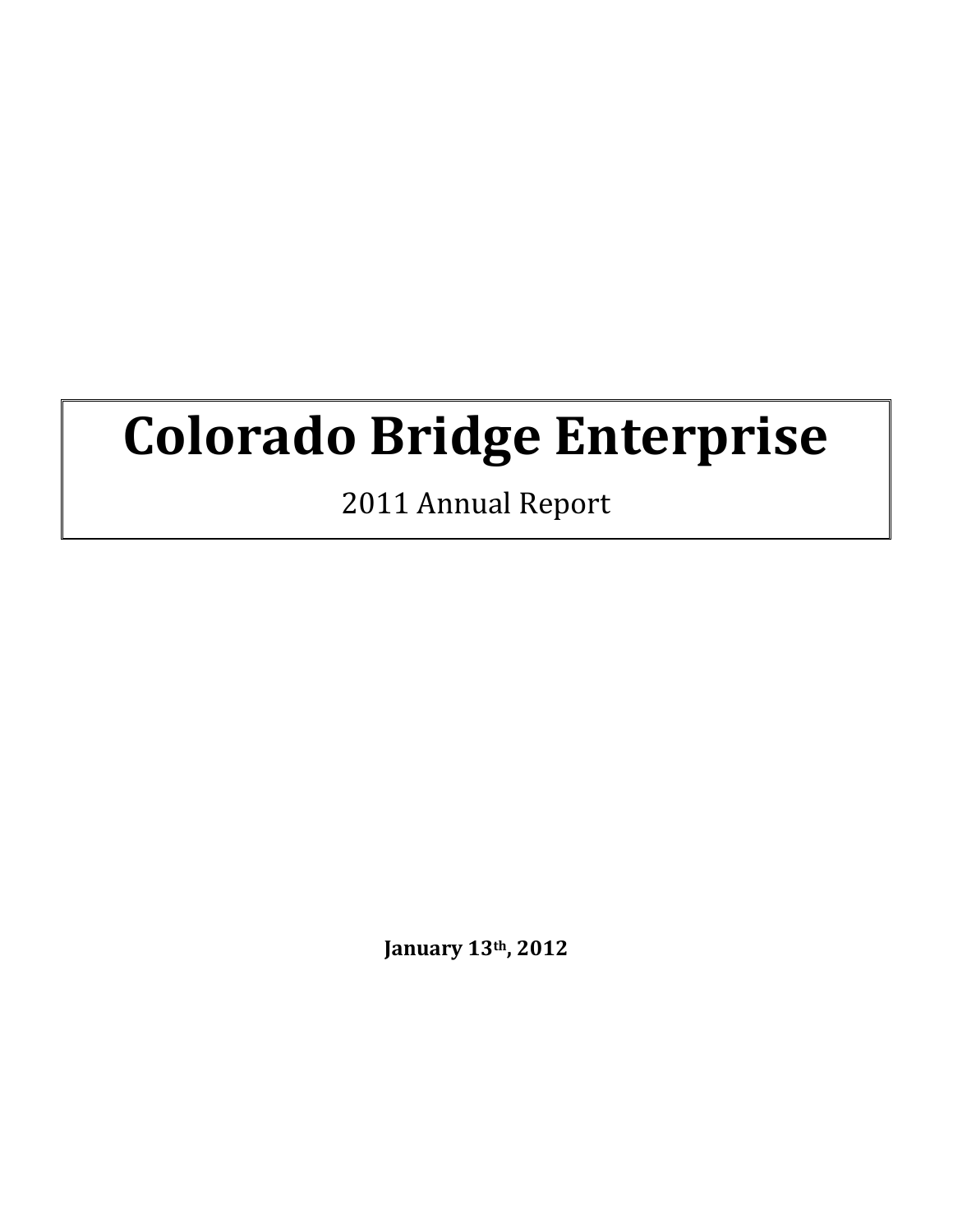# Colorado Bridge Enterprise

2011 Annual Report

**January 13th, 2012**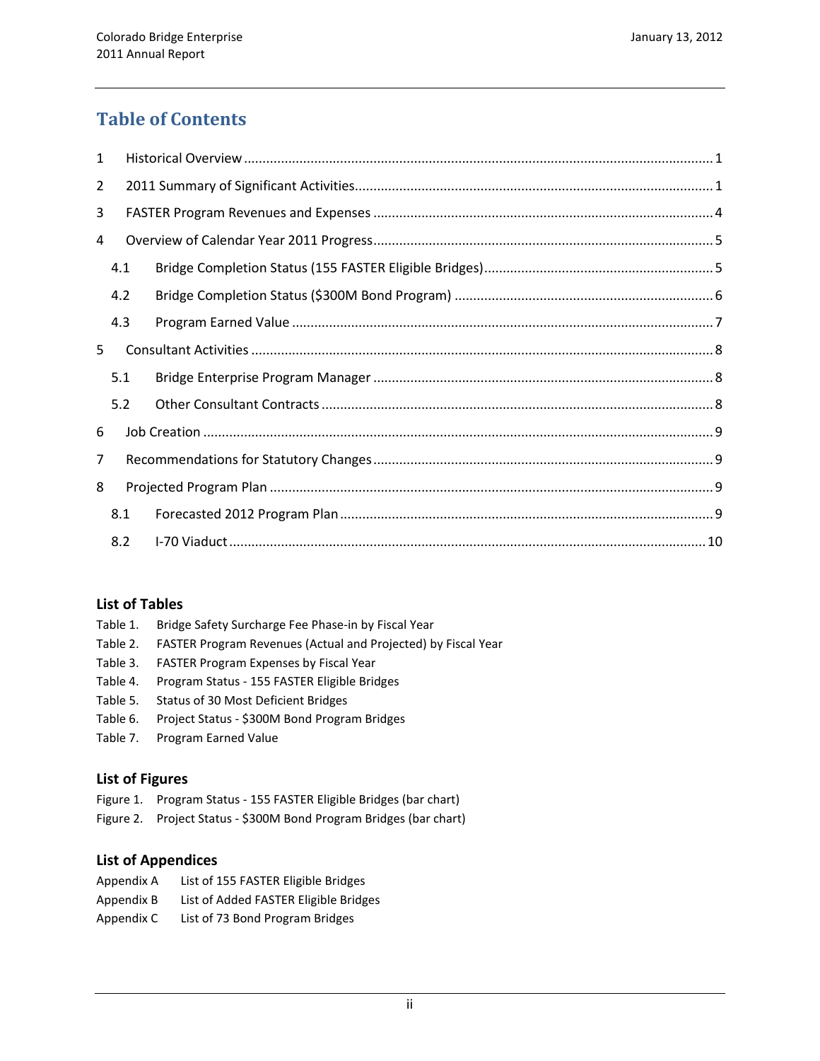# Table of Contents

1 Historical Overview ..... 1

2 2011 Summary of Significant Activities ..... 1

3 FASTER Program Revenues and Expenses ..... 4

4 Overview of Calendar Year 2011 Progress ..... 5

- 4.1 Bridge Completion Status (155 FASTER Eligible Bridges) ..... 5
- 4.2 Bridge Completion Status ($300M Bond Program) ..... 6
- 4.3 Program Earned Value ..... 7

5 Consultant Activities ..... 8

- 5.1 Bridge Enterprise Program Manager ..... 8
- 5.2 Other Consultant Contracts ..... 8

6 Job Creation ..... 9

7 Recommendations for Statutory Changes ..... 9

8 Projected Program Plan ..... 9

- 8.1 Forecasted 2012 Program Plan ..... 9
- 8.2 I-70 Viaduct ..... 10

## List of Tables

Table 1. Bridge Safety Surcharge Fee Phase-in by Fiscal Year

Table 2. FASTER Program Revenues (Actual and Projected) by Fiscal Year

Table 3. FASTER Program Expenses by Fiscal Year

Table 4. Program Status - 155 FASTER Eligible Bridges

Table 5. Status of 30 Most Deficient Bridges

Table 6. Project Status - $300M Bond Program Bridges

Table 7. Program Earned Value

## List of Figures

Figure 1. Program Status - 155 FASTER Eligible Bridges (bar chart)

Figure 2. Project Status - $300M Bond Program Bridges (bar chart)

## List of Appendices

Appendix A List of 155 FASTER Eligible Bridges

Appendix B List of Added FASTER Eligible Bridges

Appendix C List of 73 Bond Program Bridges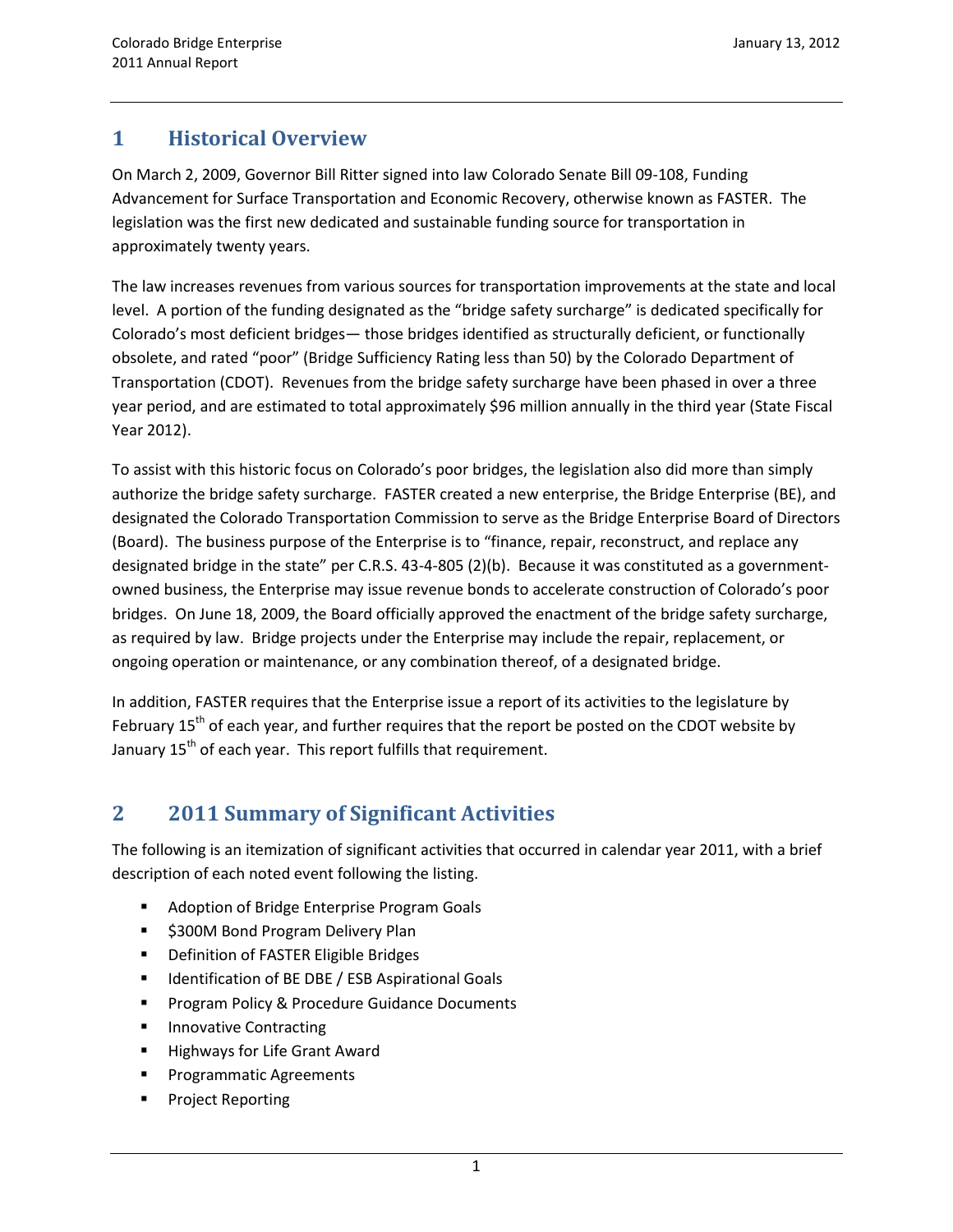# 1 Historical Overview

On March 2, 2009, Governor Bill Ritter signed into law Colorado Senate Bill 09-108, Funding Advancement for Surface Transportation and Economic Recovery, otherwise known as FASTER. The legislation was the first new dedicated and sustainable funding source for transportation in approximately twenty years.

The law increases revenues from various sources for transportation improvements at the state and local level. A portion of the funding designated as the "bridge safety surcharge" is dedicated specifically for Colorado's most deficient bridges— those bridges identified as structurally deficient, or functionally obsolete, and rated "poor" (Bridge Sufficiency Rating less than 50) by the Colorado Department of Transportation (CDOT). Revenues from the bridge safety surcharge have been phased in over a three year period, and are estimated to total approximately $96 million annually in the third year (State Fiscal Year 2012).

To assist with this historic focus on Colorado's poor bridges, the legislation also did more than simply authorize the bridge safety surcharge. FASTER created a new enterprise, the Bridge Enterprise (BE), and designated the Colorado Transportation Commission to serve as the Bridge Enterprise Board of Directors (Board). The business purpose of the Enterprise is to "finance, repair, reconstruct, and replace any designated bridge in the state" per C.R.S. 43-4-805 (2)(b). Because it was constituted as a government-owned business, the Enterprise may issue revenue bonds to accelerate construction of Colorado's poor bridges. On June 18, 2009, the Board officially approved the enactment of the bridge safety surcharge, as required by law. Bridge projects under the Enterprise may include the repair, replacement, or ongoing operation or maintenance, or any combination thereof, of a designated bridge.

In addition, FASTER requires that the Enterprise issue a report of its activities to the legislature by February 15th of each year, and further requires that the report be posted on the CDOT website by January 15th of each year. This report fulfills that requirement.

# 2 2011 Summary of Significant Activities

The following is an itemization of significant activities that occurred in calendar year 2011, with a brief description of each noted event following the listing.

- Adoption of Bridge Enterprise Program Goals
- $300M Bond Program Delivery Plan
- Definition of FASTER Eligible Bridges
- Identification of BE DBE / ESB Aspirational Goals
- Program Policy & Procedure Guidance Documents
- Innovative Contracting
- Highways for Life Grant Award
- Programmatic Agreements
- Project Reporting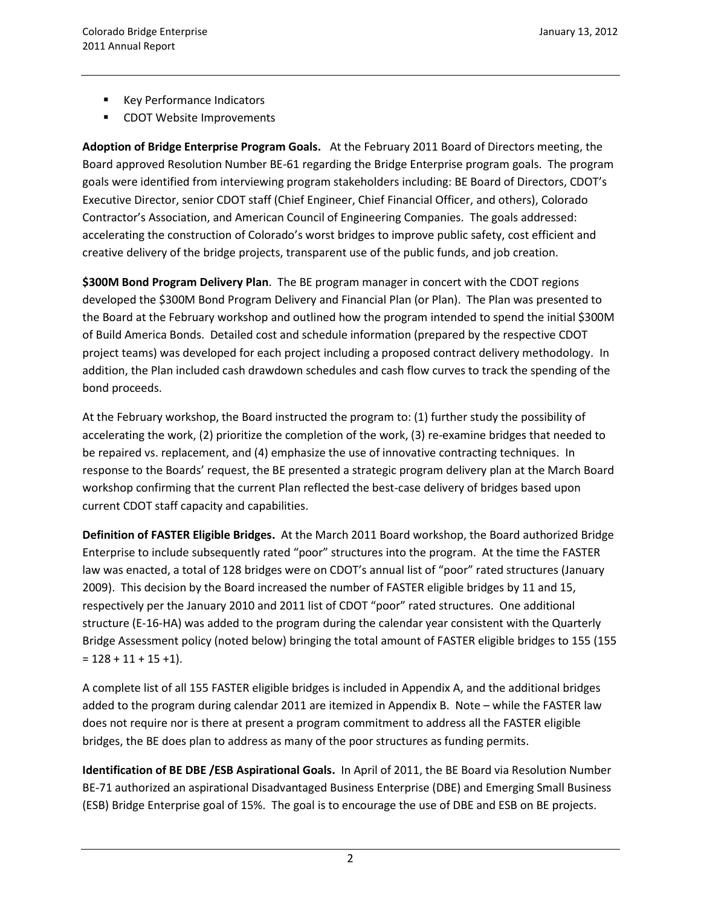- Key Performance Indicators
- CDOT Website Improvements

**Adoption of Bridge Enterprise Program Goals.** At the February 2011 Board of Directors meeting, the Board approved Resolution Number BE-61 regarding the Bridge Enterprise program goals. The program goals were identified from interviewing program stakeholders including: BE Board of Directors, CDOT's Executive Director, senior CDOT staff (Chief Engineer, Chief Financial Officer, and others), Colorado Contractor's Association, and American Council of Engineering Companies. The goals addressed: accelerating the construction of Colorado's worst bridges to improve public safety, cost efficient and creative delivery of the bridge projects, transparent use of the public funds, and job creation.

**$300M Bond Program Delivery Plan**. The BE program manager in concert with the CDOT regions developed the $300M Bond Program Delivery and Financial Plan (or Plan). The Plan was presented to the Board at the February workshop and outlined how the program intended to spend the initial $300M of Build America Bonds. Detailed cost and schedule information (prepared by the respective CDOT project teams) was developed for each project including a proposed contract delivery methodology. In addition, the Plan included cash drawdown schedules and cash flow curves to track the spending of the bond proceeds.

At the February workshop, the Board instructed the program to: (1) further study the possibility of accelerating the work, (2) prioritize the completion of the work, (3) re-examine bridges that needed to be repaired vs. replacement, and (4) emphasize the use of innovative contracting techniques. In response to the Boards' request, the BE presented a strategic program delivery plan at the March Board workshop confirming that the current Plan reflected the best-case delivery of bridges based upon current CDOT staff capacity and capabilities.

**Definition of FASTER Eligible Bridges.** At the March 2011 Board workshop, the Board authorized Bridge Enterprise to include subsequently rated "poor" structures into the program. At the time the FASTER law was enacted, a total of 128 bridges were on CDOT's annual list of "poor" rated structures (January 2009). This decision by the Board increased the number of FASTER eligible bridges by 11 and 15, respectively per the January 2010 and 2011 list of CDOT "poor" rated structures. One additional structure (E-16-HA) was added to the program during the calendar year consistent with the Quarterly Bridge Assessment policy (noted below) bringing the total amount of FASTER eligible bridges to 155 (155 = 128 + 11 + 15 +1).

A complete list of all 155 FASTER eligible bridges is included in Appendix A, and the additional bridges added to the program during calendar 2011 are itemized in Appendix B. Note – while the FASTER law does not require nor is there at present a program commitment to address all the FASTER eligible bridges, the BE does plan to address as many of the poor structures as funding permits.

**Identification of BE DBE /ESB Aspirational Goals.** In April of 2011, the BE Board via Resolution Number BE-71 authorized an aspirational Disadvantaged Business Enterprise (DBE) and Emerging Small Business (ESB) Bridge Enterprise goal of 15%. The goal is to encourage the use of DBE and ESB on BE projects.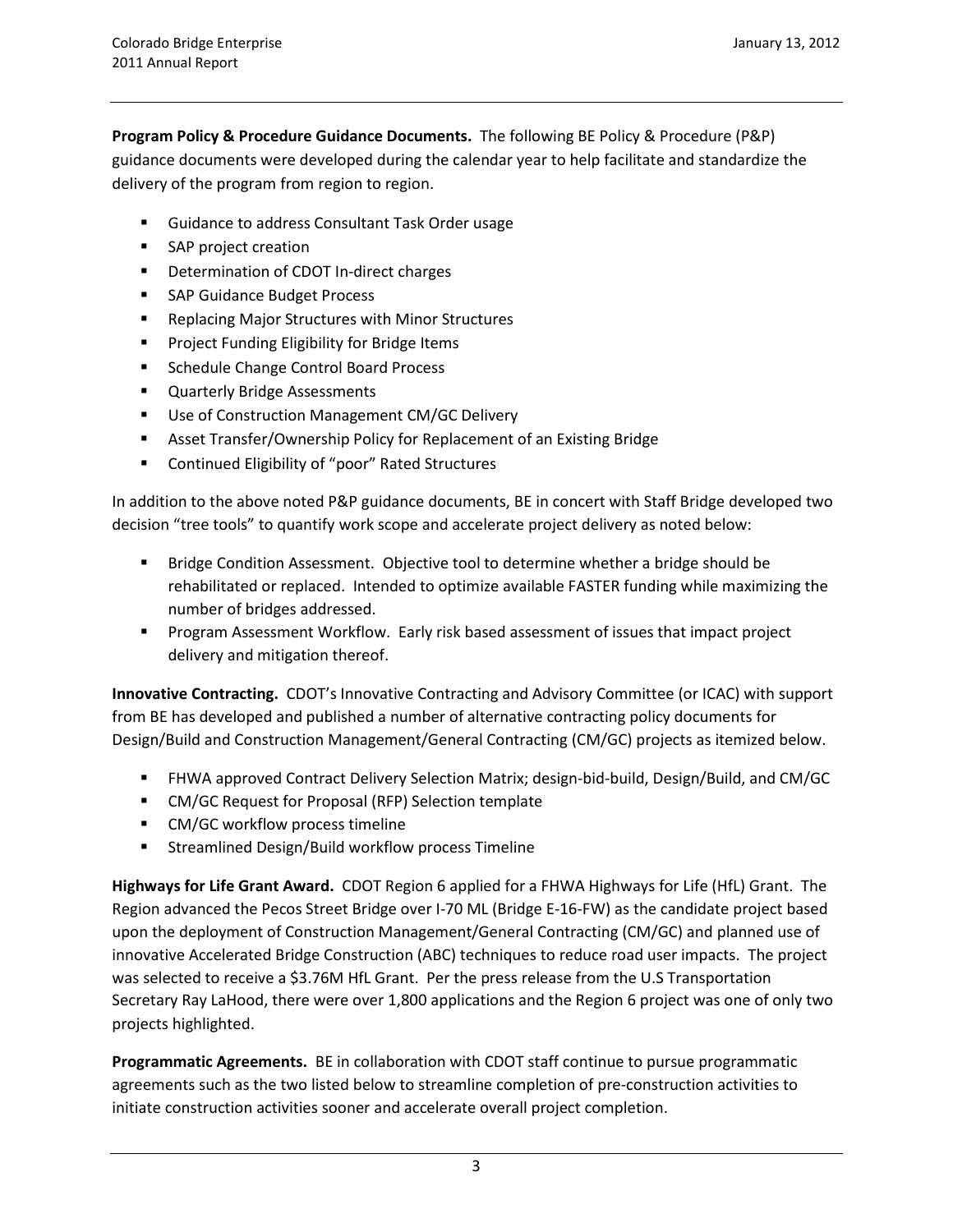**Program Policy & Procedure Guidance Documents.** The following BE Policy & Procedure (P&P) guidance documents were developed during the calendar year to help facilitate and standardize the delivery of the program from region to region.

- Guidance to address Consultant Task Order usage
- SAP project creation
- Determination of CDOT In-direct charges
- SAP Guidance Budget Process
- Replacing Major Structures with Minor Structures
- Project Funding Eligibility for Bridge Items
- Schedule Change Control Board Process
- Quarterly Bridge Assessments
- Use of Construction Management CM/GC Delivery
- Asset Transfer/Ownership Policy for Replacement of an Existing Bridge
- Continued Eligibility of "poor" Rated Structures

In addition to the above noted P&P guidance documents, BE in concert with Staff Bridge developed two decision "tree tools" to quantify work scope and accelerate project delivery as noted below:

- Bridge Condition Assessment. Objective tool to determine whether a bridge should be rehabilitated or replaced. Intended to optimize available FASTER funding while maximizing the number of bridges addressed.
- Program Assessment Workflow. Early risk based assessment of issues that impact project delivery and mitigation thereof.

**Innovative Contracting.** CDOT's Innovative Contracting and Advisory Committee (or ICAC) with support from BE has developed and published a number of alternative contracting policy documents for Design/Build and Construction Management/General Contracting (CM/GC) projects as itemized below.

- FHWA approved Contract Delivery Selection Matrix; design-bid-build, Design/Build, and CM/GC
- CM/GC Request for Proposal (RFP) Selection template
- CM/GC workflow process timeline
- Streamlined Design/Build workflow process Timeline

**Highways for Life Grant Award.** CDOT Region 6 applied for a FHWA Highways for Life (HfL) Grant. The Region advanced the Pecos Street Bridge over I-70 ML (Bridge E-16-FW) as the candidate project based upon the deployment of Construction Management/General Contracting (CM/GC) and planned use of innovative Accelerated Bridge Construction (ABC) techniques to reduce road user impacts. The project was selected to receive a $3.76M HfL Grant. Per the press release from the U.S Transportation Secretary Ray LaHood, there were over 1,800 applications and the Region 6 project was one of only two projects highlighted.

**Programmatic Agreements.** BE in collaboration with CDOT staff continue to pursue programmatic agreements such as the two listed below to streamline completion of pre-construction activities to initiate construction activities sooner and accelerate overall project completion.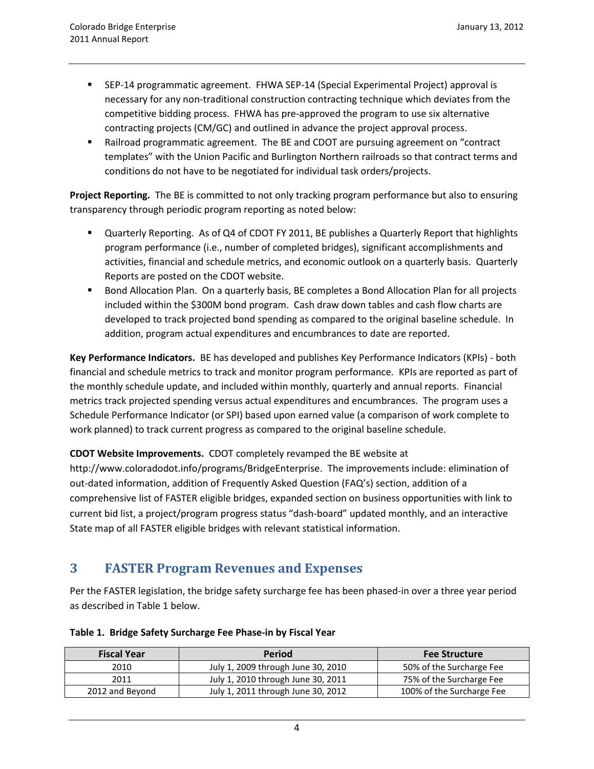- SEP-14 programmatic agreement. FHWA SEP-14 (Special Experimental Project) approval is necessary for any non-traditional construction contracting technique which deviates from the competitive bidding process. FHWA has pre-approved the program to use six alternative contracting projects (CM/GC) and outlined in advance the project approval process.
- Railroad programmatic agreement. The BE and CDOT are pursuing agreement on "contract templates" with the Union Pacific and Burlington Northern railroads so that contract terms and conditions do not have to be negotiated for individual task orders/projects.

**Project Reporting.** The BE is committed to not only tracking program performance but also to ensuring transparency through periodic program reporting as noted below:

- Quarterly Reporting. As of Q4 of CDOT FY 2011, BE publishes a Quarterly Report that highlights program performance (i.e., number of completed bridges), significant accomplishments and activities, financial and schedule metrics, and economic outlook on a quarterly basis. Quarterly Reports are posted on the CDOT website.
- Bond Allocation Plan. On a quarterly basis, BE completes a Bond Allocation Plan for all projects included within the $300M bond program. Cash draw down tables and cash flow charts are developed to track projected bond spending as compared to the original baseline schedule. In addition, program actual expenditures and encumbrances to date are reported.

**Key Performance Indicators.** BE has developed and publishes Key Performance Indicators (KPIs) - both financial and schedule metrics to track and monitor program performance. KPIs are reported as part of the monthly schedule update, and included within monthly, quarterly and annual reports. Financial metrics track projected spending versus actual expenditures and encumbrances. The program uses a Schedule Performance Indicator (or SPI) based upon earned value (a comparison of work complete to work planned) to track current progress as compared to the original baseline schedule.

**CDOT Website Improvements.** CDOT completely revamped the BE website at http://www.coloradodot.info/programs/BridgeEnterprise. The improvements include: elimination of out-dated information, addition of Frequently Asked Question (FAQ's) section, addition of a comprehensive list of FASTER eligible bridges, expanded section on business opportunities with link to current bid list, a project/program progress status "dash-board" updated monthly, and an interactive State map of all FASTER eligible bridges with relevant statistical information.

# 3 FASTER Program Revenues and Expenses

Per the FASTER legislation, the bridge safety surcharge fee has been phased-in over a three year period as described in Table 1 below.

**Table 1. Bridge Safety Surcharge Fee Phase-in by Fiscal Year**

| Fiscal Year | Period | Fee Structure |
|---|---|---|
| 2010 | July 1, 2009 through June 30, 2010 | 50% of the Surcharge Fee |
| 2011 | July 1, 2010 through June 30, 2011 | 75% of the Surcharge Fee |
| 2012 and Beyond | July 1, 2011 through June 30, 2012 | 100% of the Surcharge Fee |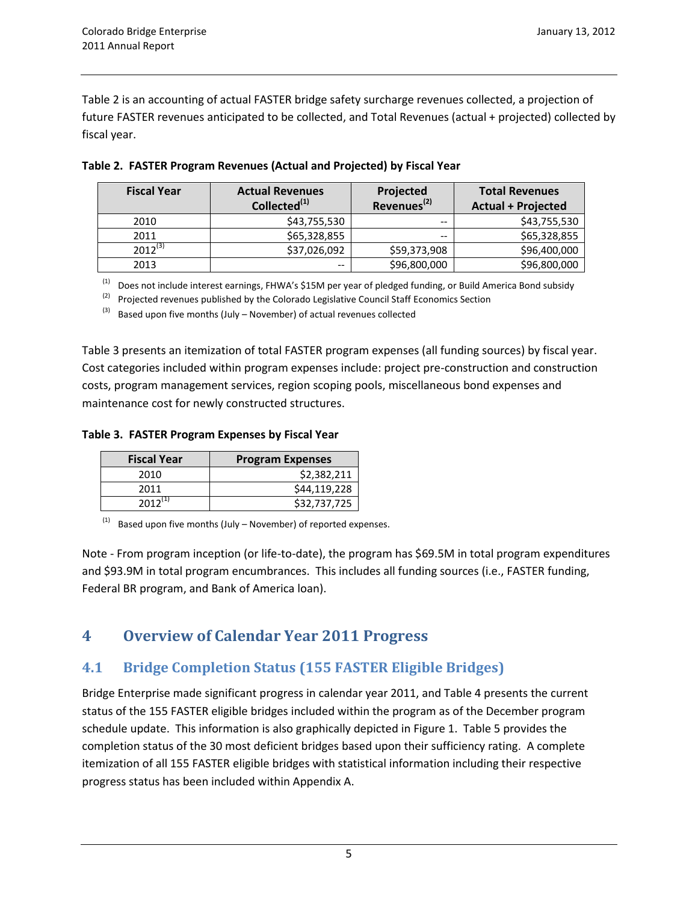Table 2 is an accounting of actual FASTER bridge safety surcharge revenues collected, a projection of future FASTER revenues anticipated to be collected, and Total Revenues (actual + projected) collected by fiscal year.

**Table 2. FASTER Program Revenues (Actual and Projected) by Fiscal Year**

| Fiscal Year | Actual Revenues Collected[(1)] | Projected Revenues[(2)] | Total Revenues Actual + Projected |
|---|---|---|---|
| 2010 | $43,755,530 | -- | $43,755,530 |
| 2011 | $65,328,855 | -- | $65,328,855 |
| 2012[(3)] | $37,026,092 | $59,373,908 | $96,400,000 |
| 2013 | -- | $96,800,000 | $96,800,000 |

[(1)] Does not include interest earnings, FHWA's $15M per year of pledged funding, or Build America Bond subsidy

[(2)] Projected revenues published by the Colorado Legislative Council Staff Economics Section

[(3)] Based upon five months (July – November) of actual revenues collected

Table 3 presents an itemization of total FASTER program expenses (all funding sources) by fiscal year. Cost categories included within program expenses include: project pre-construction and construction costs, program management services, region scoping pools, miscellaneous bond expenses and maintenance cost for newly constructed structures.

**Table 3. FASTER Program Expenses by Fiscal Year**

| Fiscal Year | Program Expenses |
|---|---|
| 2010 | $2,382,211 |
| 2011 | $44,119,228 |
| 2012[(1)] | $32,737,725 |

[(1)] Based upon five months (July – November) of reported expenses.

Note - From program inception (or life-to-date), the program has $69.5M in total program expenditures and $93.9M in total program encumbrances. This includes all funding sources (i.e., FASTER funding, Federal BR program, and Bank of America loan).

# 4 Overview of Calendar Year 2011 Progress

## 4.1 Bridge Completion Status (155 FASTER Eligible Bridges)

Bridge Enterprise made significant progress in calendar year 2011, and Table 4 presents the current status of the 155 FASTER eligible bridges included within the program as of the December program schedule update. This information is also graphically depicted in Figure 1. Table 5 provides the completion status of the 30 most deficient bridges based upon their sufficiency rating. A complete itemization of all 155 FASTER eligible bridges with statistical information including their respective progress status has been included within Appendix A.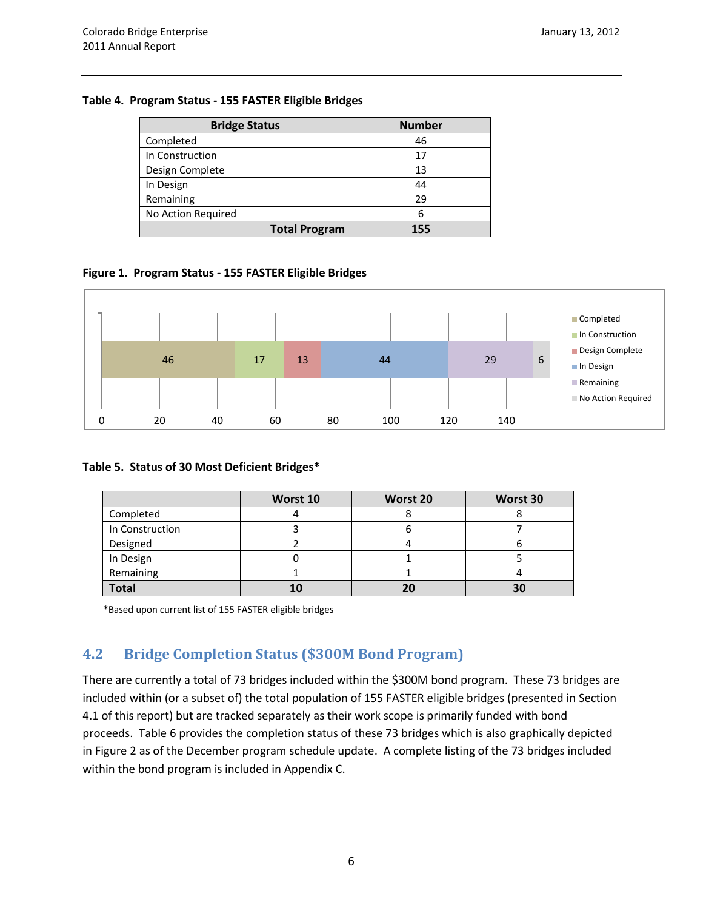**Table 4. Program Status - 155 FASTER Eligible Bridges**

| Bridge Status | Number |
|---|---|
| Completed | 46 |
| In Construction | 17 |
| Design Complete | 13 |
| In Design | 44 |
| Remaining | 29 |
| No Action Required | 6 |
| **Total Program** | **155** |

**Figure 1. Program Status - 155 FASTER Eligible Bridges**

**Table 5. Status of 30 Most Deficient Bridges***

| | Worst 10 | Worst 20 | Worst 30 |
|---|---|---|---|
| Completed | 4 | 8 | 8 |
| In Construction | 3 | 6 | 7 |
| Designed | 2 | 4 | 6 |
| In Design | 0 | 1 | 5 |
| Remaining | 1 | 1 | 4 |
| **Total** | **10** | **20** | **30** |

*Based upon current list of 155 FASTER eligible bridges

## 4.2 Bridge Completion Status ($300M Bond Program)

There are currently a total of 73 bridges included within the $300M bond program. These 73 bridges are included within (or a subset of) the total population of 155 FASTER eligible bridges (presented in Section 4.1 of this report) but are tracked separately as their work scope is primarily funded with bond proceeds. Table 6 provides the completion status of these 73 bridges which is also graphically depicted in Figure 2 as of the December program schedule update. A complete listing of the 73 bridges included within the bond program is included in Appendix C.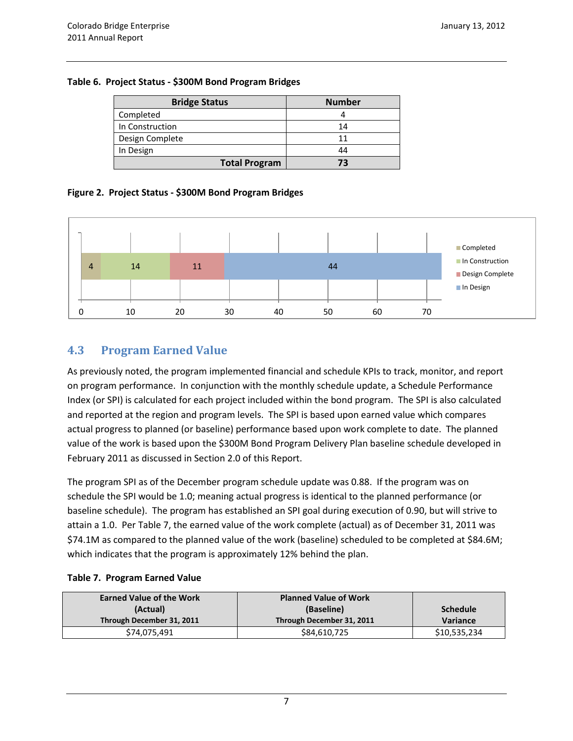**Table 6. Project Status - $300M Bond Program Bridges**

| Bridge Status | Number |
|---|---|
| Completed | 4 |
| In Construction | 14 |
| Design Complete | 11 |
| In Design | 44 |
| **Total Program** | **73** |

**Figure 2. Project Status - $300M Bond Program Bridges**

## 4.3 Program Earned Value

As previously noted, the program implemented financial and schedule KPIs to track, monitor, and report on program performance. In conjunction with the monthly schedule update, a Schedule Performance Index (or SPI) is calculated for each project included within the bond program. The SPI is also calculated and reported at the region and program levels. The SPI is based upon earned value which compares actual progress to planned (or baseline) performance based upon work complete to date. The planned value of the work is based upon the $300M Bond Program Delivery Plan baseline schedule developed in February 2011 as discussed in Section 2.0 of this Report.

The program SPI as of the December program schedule update was 0.88. If the program was on schedule the SPI would be 1.0; meaning actual progress is identical to the planned performance (or baseline schedule). The program has established an SPI goal during execution of 0.90, but will strive to attain a 1.0. Per Table 7, the earned value of the work complete (actual) as of December 31, 2011 was $74.1M as compared to the planned value of the work (baseline) scheduled to be completed at $84.6M; which indicates that the program is approximately 12% behind the plan.

**Table 7. Program Earned Value**

| Earned Value of the Work (Actual) Through December 31, 2011 | Planned Value of Work (Baseline) Through December 31, 2011 | Schedule Variance |
|---|---|---|
| $74,075,491 | $84,610,725 | $10,535,234 |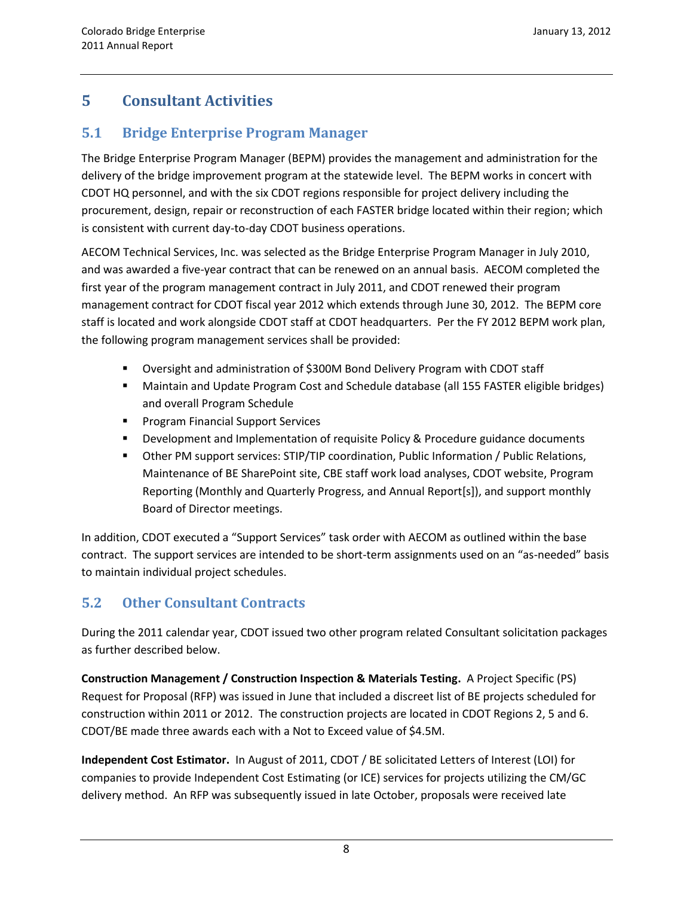# 5 Consultant Activities

## 5.1 Bridge Enterprise Program Manager

The Bridge Enterprise Program Manager (BEPM) provides the management and administration for the delivery of the bridge improvement program at the statewide level. The BEPM works in concert with CDOT HQ personnel, and with the six CDOT regions responsible for project delivery including the procurement, design, repair or reconstruction of each FASTER bridge located within their region; which is consistent with current day-to-day CDOT business operations.

AECOM Technical Services, Inc. was selected as the Bridge Enterprise Program Manager in July 2010, and was awarded a five-year contract that can be renewed on an annual basis. AECOM completed the first year of the program management contract in July 2011, and CDOT renewed their program management contract for CDOT fiscal year 2012 which extends through June 30, 2012. The BEPM core staff is located and work alongside CDOT staff at CDOT headquarters. Per the FY 2012 BEPM work plan, the following program management services shall be provided:

- Oversight and administration of $300M Bond Delivery Program with CDOT staff
- Maintain and Update Program Cost and Schedule database (all 155 FASTER eligible bridges) and overall Program Schedule
- Program Financial Support Services
- Development and Implementation of requisite Policy & Procedure guidance documents
- Other PM support services: STIP/TIP coordination, Public Information / Public Relations, Maintenance of BE SharePoint site, CBE staff work load analyses, CDOT website, Program Reporting (Monthly and Quarterly Progress, and Annual Report[s]), and support monthly Board of Director meetings.

In addition, CDOT executed a "Support Services" task order with AECOM as outlined within the base contract. The support services are intended to be short-term assignments used on an "as-needed" basis to maintain individual project schedules.

## 5.2 Other Consultant Contracts

During the 2011 calendar year, CDOT issued two other program related Consultant solicitation packages as further described below.

**Construction Management / Construction Inspection & Materials Testing.** A Project Specific (PS) Request for Proposal (RFP) was issued in June that included a discreet list of BE projects scheduled for construction within 2011 or 2012. The construction projects are located in CDOT Regions 2, 5 and 6. CDOT/BE made three awards each with a Not to Exceed value of $4.5M.

**Independent Cost Estimator.** In August of 2011, CDOT / BE solicitated Letters of Interest (LOI) for companies to provide Independent Cost Estimating (or ICE) services for projects utilizing the CM/GC delivery method. An RFP was subsequently issued in late October, proposals were received late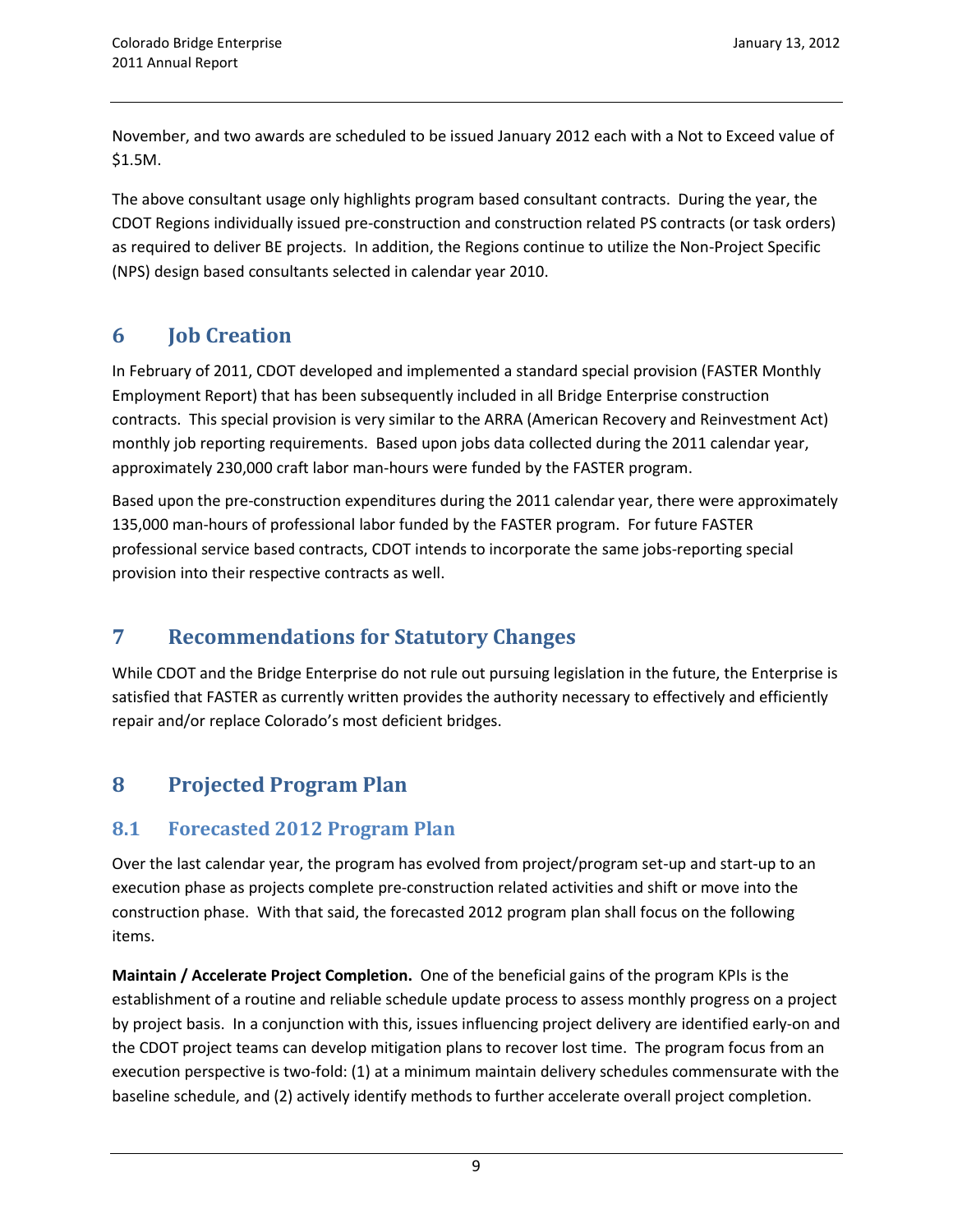November, and two awards are scheduled to be issued January 2012 each with a Not to Exceed value of $1.5M.

The above consultant usage only highlights program based consultant contracts. During the year, the CDOT Regions individually issued pre-construction and construction related PS contracts (or task orders) as required to deliver BE projects. In addition, the Regions continue to utilize the Non-Project Specific (NPS) design based consultants selected in calendar year 2010.

# 6 Job Creation

In February of 2011, CDOT developed and implemented a standard special provision (FASTER Monthly Employment Report) that has been subsequently included in all Bridge Enterprise construction contracts. This special provision is very similar to the ARRA (American Recovery and Reinvestment Act) monthly job reporting requirements. Based upon jobs data collected during the 2011 calendar year, approximately 230,000 craft labor man-hours were funded by the FASTER program.

Based upon the pre-construction expenditures during the 2011 calendar year, there were approximately 135,000 man-hours of professional labor funded by the FASTER program. For future FASTER professional service based contracts, CDOT intends to incorporate the same jobs-reporting special provision into their respective contracts as well.

# 7 Recommendations for Statutory Changes

While CDOT and the Bridge Enterprise do not rule out pursuing legislation in the future, the Enterprise is satisfied that FASTER as currently written provides the authority necessary to effectively and efficiently repair and/or replace Colorado's most deficient bridges.

# 8 Projected Program Plan

## 8.1 Forecasted 2012 Program Plan

Over the last calendar year, the program has evolved from project/program set-up and start-up to an execution phase as projects complete pre-construction related activities and shift or move into the construction phase. With that said, the forecasted 2012 program plan shall focus on the following items.

**Maintain / Accelerate Project Completion.** One of the beneficial gains of the program KPIs is the establishment of a routine and reliable schedule update process to assess monthly progress on a project by project basis. In a conjunction with this, issues influencing project delivery are identified early-on and the CDOT project teams can develop mitigation plans to recover lost time. The program focus from an execution perspective is two-fold: (1) at a minimum maintain delivery schedules commensurate with the baseline schedule, and (2) actively identify methods to further accelerate overall project completion.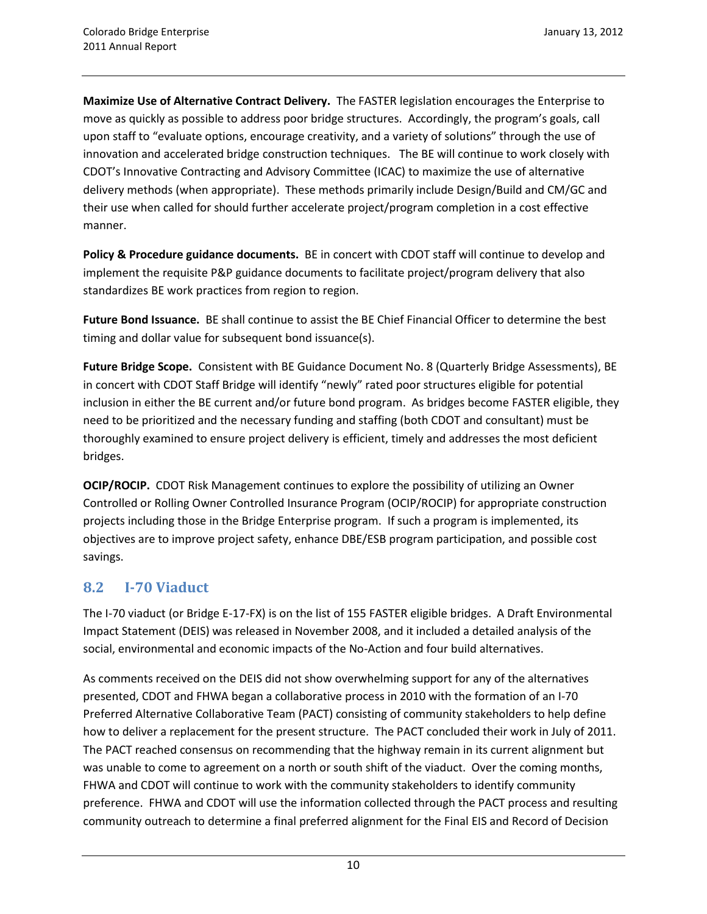**Maximize Use of Alternative Contract Delivery.** The FASTER legislation encourages the Enterprise to move as quickly as possible to address poor bridge structures. Accordingly, the program's goals, call upon staff to "evaluate options, encourage creativity, and a variety of solutions" through the use of innovation and accelerated bridge construction techniques. The BE will continue to work closely with CDOT's Innovative Contracting and Advisory Committee (ICAC) to maximize the use of alternative delivery methods (when appropriate). These methods primarily include Design/Build and CM/GC and their use when called for should further accelerate project/program completion in a cost effective manner.

**Policy & Procedure guidance documents.** BE in concert with CDOT staff will continue to develop and implement the requisite P&P guidance documents to facilitate project/program delivery that also standardizes BE work practices from region to region.

**Future Bond Issuance.** BE shall continue to assist the BE Chief Financial Officer to determine the best timing and dollar value for subsequent bond issuance(s).

**Future Bridge Scope.** Consistent with BE Guidance Document No. 8 (Quarterly Bridge Assessments), BE in concert with CDOT Staff Bridge will identify "newly" rated poor structures eligible for potential inclusion in either the BE current and/or future bond program. As bridges become FASTER eligible, they need to be prioritized and the necessary funding and staffing (both CDOT and consultant) must be thoroughly examined to ensure project delivery is efficient, timely and addresses the most deficient bridges.

**OCIP/ROCIP.** CDOT Risk Management continues to explore the possibility of utilizing an Owner Controlled or Rolling Owner Controlled Insurance Program (OCIP/ROCIP) for appropriate construction projects including those in the Bridge Enterprise program. If such a program is implemented, its objectives are to improve project safety, enhance DBE/ESB program participation, and possible cost savings.

## 8.2 I-70 Viaduct

The I-70 viaduct (or Bridge E-17-FX) is on the list of 155 FASTER eligible bridges. A Draft Environmental Impact Statement (DEIS) was released in November 2008, and it included a detailed analysis of the social, environmental and economic impacts of the No-Action and four build alternatives.

As comments received on the DEIS did not show overwhelming support for any of the alternatives presented, CDOT and FHWA began a collaborative process in 2010 with the formation of an I-70 Preferred Alternative Collaborative Team (PACT) consisting of community stakeholders to help define how to deliver a replacement for the present structure. The PACT concluded their work in July of 2011. The PACT reached consensus on recommending that the highway remain in its current alignment but was unable to come to agreement on a north or south shift of the viaduct. Over the coming months, FHWA and CDOT will continue to work with the community stakeholders to identify community preference. FHWA and CDOT will use the information collected through the PACT process and resulting community outreach to determine a final preferred alignment for the Final EIS and Record of Decision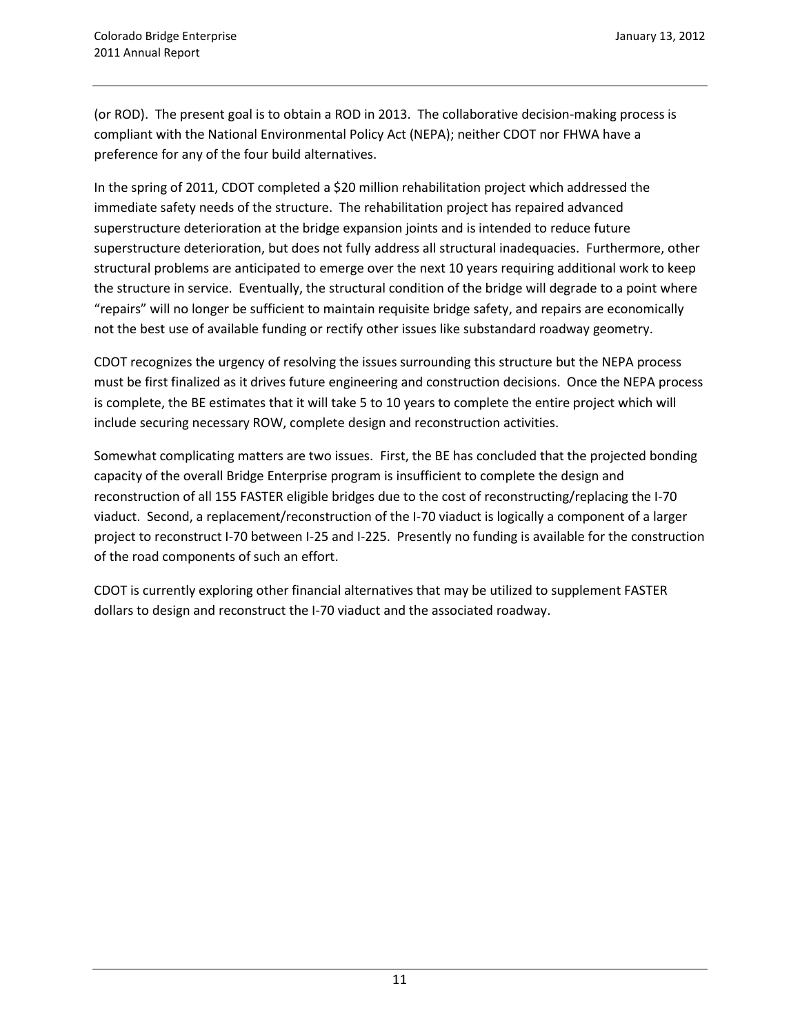(or ROD). The present goal is to obtain a ROD in 2013. The collaborative decision-making process is compliant with the National Environmental Policy Act (NEPA); neither CDOT nor FHWA have a preference for any of the four build alternatives.

In the spring of 2011, CDOT completed a $20 million rehabilitation project which addressed the immediate safety needs of the structure. The rehabilitation project has repaired advanced superstructure deterioration at the bridge expansion joints and is intended to reduce future superstructure deterioration, but does not fully address all structural inadequacies. Furthermore, other structural problems are anticipated to emerge over the next 10 years requiring additional work to keep the structure in service. Eventually, the structural condition of the bridge will degrade to a point where "repairs" will no longer be sufficient to maintain requisite bridge safety, and repairs are economically not the best use of available funding or rectify other issues like substandard roadway geometry.

CDOT recognizes the urgency of resolving the issues surrounding this structure but the NEPA process must be first finalized as it drives future engineering and construction decisions. Once the NEPA process is complete, the BE estimates that it will take 5 to 10 years to complete the entire project which will include securing necessary ROW, complete design and reconstruction activities.

Somewhat complicating matters are two issues. First, the BE has concluded that the projected bonding capacity of the overall Bridge Enterprise program is insufficient to complete the design and reconstruction of all 155 FASTER eligible bridges due to the cost of reconstructing/replacing the I-70 viaduct. Second, a replacement/reconstruction of the I-70 viaduct is logically a component of a larger project to reconstruct I-70 between I-25 and I-225. Presently no funding is available for the construction of the road components of such an effort.

CDOT is currently exploring other financial alternatives that may be utilized to supplement FASTER dollars to design and reconstruct the I-70 viaduct and the associated roadway.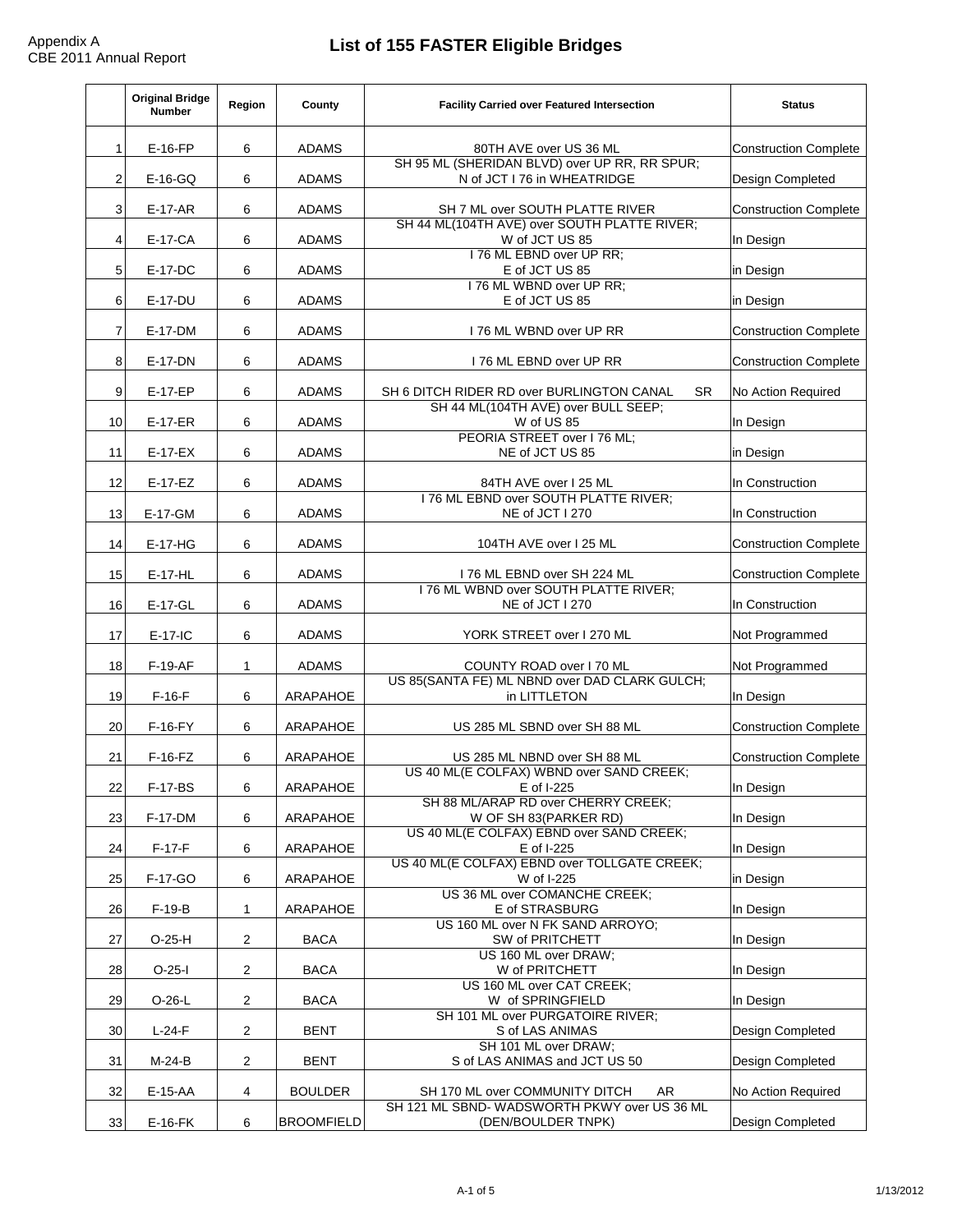Appendix A
CBE 2011 Annual Report

# List of 155 FASTER Eligible Bridges

| | Original Bridge Number | Region | County | Facility Carried over Featured Intersection | Status |
|---|---|---|---|---|---|
| 1 | E-16-FP | 6 | ADAMS | 80TH AVE over US 36 ML | Construction Complete |
| 2 | E-16-GQ | 6 | ADAMS | SH 95 ML (SHERIDAN BLVD) over UP RR, RR SPUR; N of JCT I 76 in WHEATRIDGE | Design Completed |
| 3 | E-17-AR | 6 | ADAMS | SH 7 ML over SOUTH PLATTE RIVER | Construction Complete |
| 4 | E-17-CA | 6 | ADAMS | SH 44 ML(104TH AVE) over SOUTH PLATTE RIVER; W of JCT US 85 | In Design |
| 5 | E-17-DC | 6 | ADAMS | I 76 ML EBND over UP RR; E of JCT US 85 | in Design |
| 6 | E-17-DU | 6 | ADAMS | I 76 ML WBND over UP RR; E of JCT US 85 | in Design |
| 7 | E-17-DM | 6 | ADAMS | I 76 ML WBND over UP RR | Construction Complete |
| 8 | E-17-DN | 6 | ADAMS | I 76 ML EBND over UP RR | Construction Complete |
| 9 | E-17-EP | 6 | ADAMS | SH 6 DITCH RIDER RD over BURLINGTON CANAL SR | No Action Required |
| 10 | E-17-ER | 6 | ADAMS | SH 44 ML(104TH AVE) over BULL SEEP; W of US 85 | In Design |
| 11 | E-17-EX | 6 | ADAMS | PEORIA STREET over I 76 ML; NE of JCT US 85 | in Design |
| 12 | E-17-EZ | 6 | ADAMS | 84TH AVE over I 25 ML | In Construction |
| 13 | E-17-GM | 6 | ADAMS | I 76 ML EBND over SOUTH PLATTE RIVER; NE of JCT I 270 | In Construction |
| 14 | E-17-HG | 6 | ADAMS | 104TH AVE over I 25 ML | Construction Complete |
| 15 | E-17-HL | 6 | ADAMS | I 76 ML EBND over SH 224 ML | Construction Complete |
| 16 | E-17-GL | 6 | ADAMS | I 76 ML WBND over SOUTH PLATTE RIVER; NE of JCT I 270 | In Construction |
| 17 | E-17-IC | 6 | ADAMS | YORK STREET over I 270 ML | Not Programmed |
| 18 | F-19-AF | 1 | ADAMS | COUNTY ROAD over I 70 ML | Not Programmed |
| 19 | F-16-F | 6 | ARAPAHOE | US 85(SANTA FE) ML NBND over DAD CLARK GULCH; in LITTLETON | In Design |
| 20 | F-16-FY | 6 | ARAPAHOE | US 285 ML SBND over SH 88 ML | Construction Complete |
| 21 | F-16-FZ | 6 | ARAPAHOE | US 285 ML NBND over SH 88 ML | Construction Complete |
| 22 | F-17-BS | 6 | ARAPAHOE | US 40 ML(E COLFAX) WBND over SAND CREEK; E of I-225 | In Design |
| 23 | F-17-DM | 6 | ARAPAHOE | SH 88 ML/ARAP RD over CHERRY CREEK; W OF SH 83(PARKER RD) | In Design |
| 24 | F-17-F | 6 | ARAPAHOE | US 40 ML(E COLFAX) EBND over SAND CREEK; E of I-225 | In Design |
| 25 | F-17-GO | 6 | ARAPAHOE | US 40 ML(E COLFAX) EBND over TOLLGATE CREEK; W of I-225 | in Design |
| 26 | F-19-B | 1 | ARAPAHOE | US 36 ML over COMANCHE CREEK; E of STRASBURG | In Design |
| 27 | O-25-H | 2 | BACA | US 160 ML over N FK SAND ARROYO; SW of PRITCHETT | In Design |
| 28 | O-25-I | 2 | BACA | US 160 ML over DRAW; W of PRITCHETT | In Design |
| 29 | O-26-L | 2 | BACA | US 160 ML over CAT CREEK; W of SPRINGFIELD | In Design |
| 30 | L-24-F | 2 | BENT | SH 101 ML over PURGATOIRE RIVER; S of LAS ANIMAS | Design Completed |
| 31 | M-24-B | 2 | BENT | SH 101 ML over DRAW; S of LAS ANIMAS and JCT US 50 | Design Completed |
| 32 | E-15-AA | 4 | BOULDER | SH 170 ML over COMMUNITY DITCH AR | No Action Required |
| 33 | E-16-FK | 6 | BROOMFIELD | SH 121 ML SBND- WADSWORTH PKWY over US 36 ML (DEN/BOULDER TNPK) | Design Completed |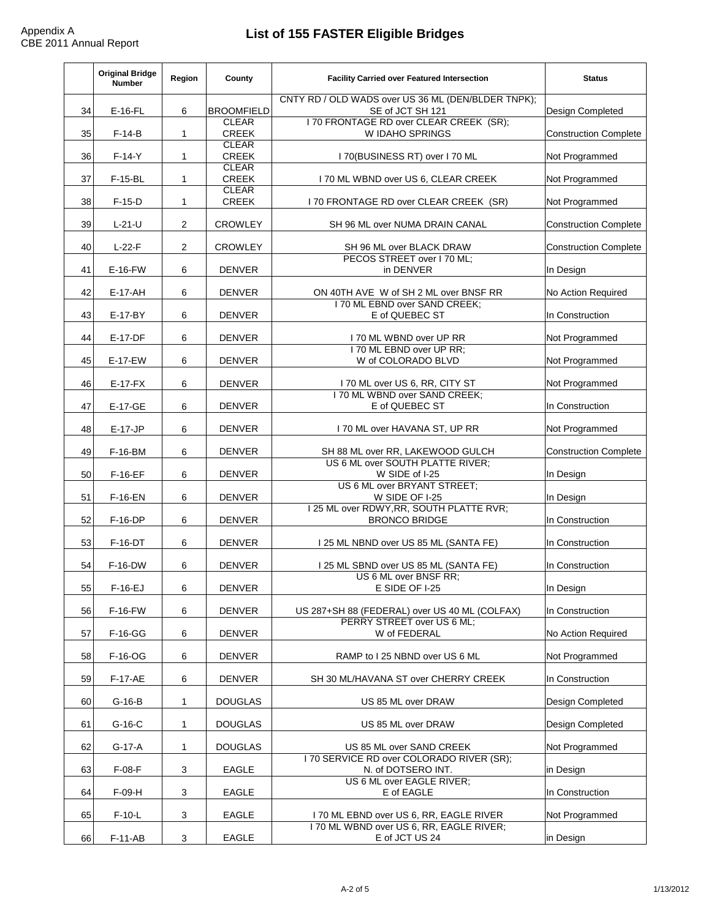# List of 155 FASTER Eligible Bridges

Appendix A
CBE 2011 Annual Report

| | Original Bridge Number | Region | County | Facility Carried over Featured Intersection | Status |
|---|---|---|---|---|---|
| 34 | E-16-FL | 6 | BROOMFIELD | CNTY RD / OLD WADS over US 36 ML (DEN/BLDER TNPK); SE of JCT SH 121 | Design Completed |
| 35 | F-14-B | 1 | CLEAR CREEK | I 70 FRONTAGE RD over CLEAR CREEK (SR); W IDAHO SPRINGS | Construction Complete |
| 36 | F-14-Y | 1 | CLEAR CREEK | I 70(BUSINESS RT) over I 70 ML | Not Programmed |
| 37 | F-15-BL | 1 | CLEAR CREEK | I 70 ML WBND over US 6, CLEAR CREEK | Not Programmed |
| 38 | F-15-D | 1 | CLEAR CREEK | I 70 FRONTAGE RD over CLEAR CREEK (SR) | Not Programmed |
| 39 | L-21-U | 2 | CROWLEY | SH 96 ML over NUMA DRAIN CANAL | Construction Complete |
| 40 | L-22-F | 2 | CROWLEY | SH 96 ML over BLACK DRAW | Construction Complete |
| 41 | E-16-FW | 6 | DENVER | PECOS STREET over I 70 ML; in DENVER | In Design |
| 42 | E-17-AH | 6 | DENVER | ON 40TH AVE W of SH 2 ML over BNSF RR | No Action Required |
| 43 | E-17-BY | 6 | DENVER | I 70 ML EBND over SAND CREEK; E of QUEBEC ST | In Construction |
| 44 | E-17-DF | 6 | DENVER | I 70 ML WBND over UP RR | Not Programmed |
| 45 | E-17-EW | 6 | DENVER | I 70 ML EBND over UP RR; W of COLORADO BLVD | Not Programmed |
| 46 | E-17-FX | 6 | DENVER | I 70 ML over US 6, RR, CITY ST | Not Programmed |
| 47 | E-17-GE | 6 | DENVER | I 70 ML WBND over SAND CREEK; E of QUEBEC ST | In Construction |
| 48 | E-17-JP | 6 | DENVER | I 70 ML over HAVANA ST, UP RR | Not Programmed |
| 49 | F-16-BM | 6 | DENVER | SH 88 ML over RR, LAKEWOOD GULCH | Construction Complete |
| 50 | F-16-EF | 6 | DENVER | US 6 ML over SOUTH PLATTE RIVER; W SIDE of I-25 | In Design |
| 51 | F-16-EN | 6 | DENVER | US 6 ML over BRYANT STREET; W SIDE OF I-25 | In Design |
| 52 | F-16-DP | 6 | DENVER | I 25 ML over RDWY,RR, SOUTH PLATTE RVR; BRONCO BRIDGE | In Construction |
| 53 | F-16-DT | 6 | DENVER | I 25 ML NBND over US 85 ML (SANTA FE) | In Construction |
| 54 | F-16-DW | 6 | DENVER | I 25 ML SBND over US 85 ML (SANTA FE) | In Construction |
| 55 | F-16-EJ | 6 | DENVER | US 6 ML over BNSF RR; E SIDE OF I-25 | In Design |
| 56 | F-16-FW | 6 | DENVER | US 287+SH 88 (FEDERAL) over US 40 ML (COLFAX) | In Construction |
| 57 | F-16-GG | 6 | DENVER | PERRY STREET over US 6 ML; W of FEDERAL | No Action Required |
| 58 | F-16-OG | 6 | DENVER | RAMP to I 25 NBND over US 6 ML | Not Programmed |
| 59 | F-17-AE | 6 | DENVER | SH 30 ML/HAVANA ST over CHERRY CREEK | In Construction |
| 60 | G-16-B | 1 | DOUGLAS | US 85 ML over DRAW | Design Completed |
| 61 | G-16-C | 1 | DOUGLAS | US 85 ML over DRAW | Design Completed |
| 62 | G-17-A | 1 | DOUGLAS | US 85 ML over SAND CREEK | Not Programmed |
| 63 | F-08-F | 3 | EAGLE | I 70 SERVICE RD over COLORADO RIVER (SR); N. of DOTSERO INT. | in Design |
| 64 | F-09-H | 3 | EAGLE | US 6 ML over EAGLE RIVER; E of EAGLE | In Construction |
| 65 | F-10-L | 3 | EAGLE | I 70 ML EBND over US 6, RR, EAGLE RIVER | Not Programmed |
| 66 | F-11-AB | 3 | EAGLE | I 70 ML WBND over US 6, RR, EAGLE RIVER; E of JCT US 24 | in Design |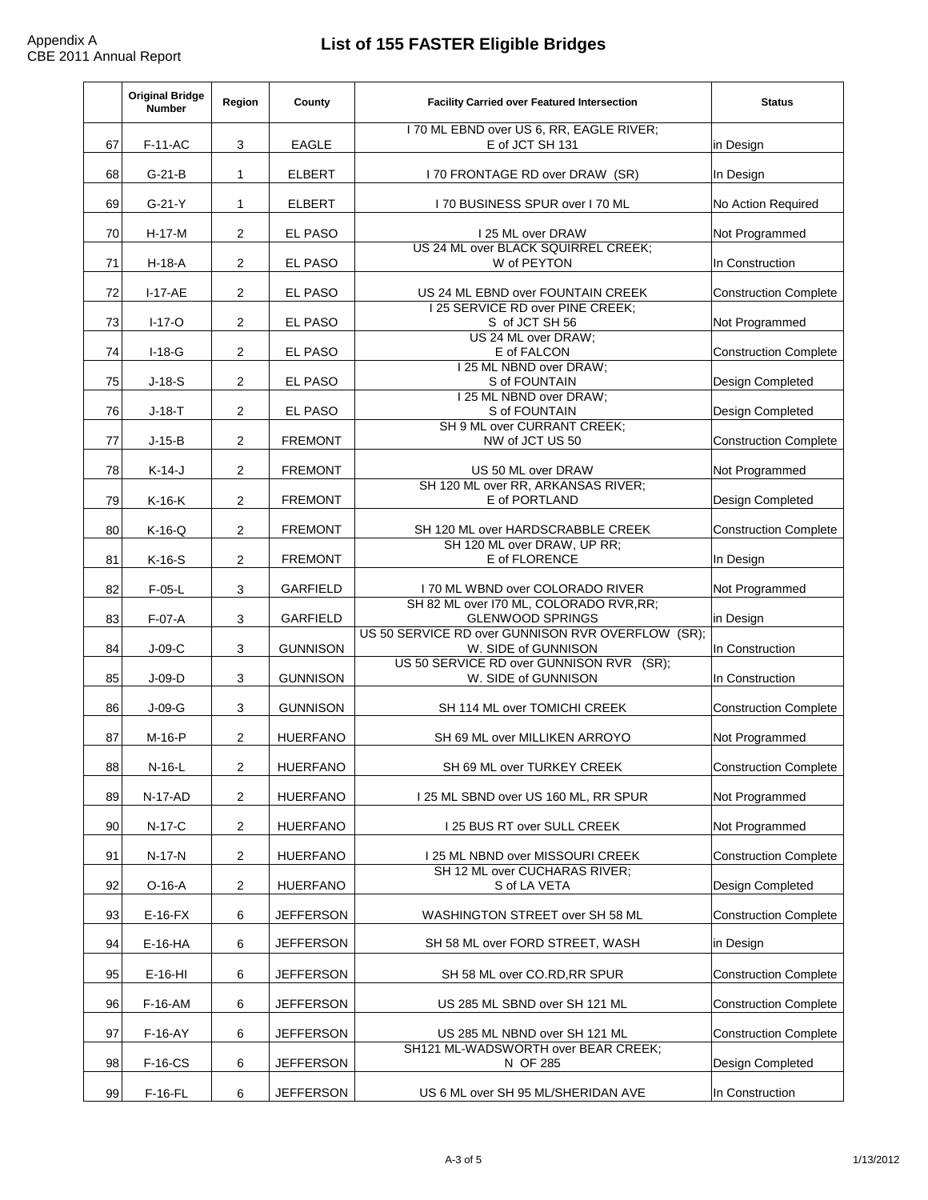# List of 155 FASTER Eligible Bridges

Appendix A
CBE 2011 Annual Report

| | Original Bridge Number | Region | County | Facility Carried over Featured Intersection | Status |
|---|---|---|---|---|---|
| 67 | F-11-AC | 3 | EAGLE | I 70 ML EBND over US 6, RR, EAGLE RIVER; E of JCT SH 131 | in Design |
| 68 | G-21-B | 1 | ELBERT | I 70 FRONTAGE RD over DRAW (SR) | In Design |
| 69 | G-21-Y | 1 | ELBERT | I 70 BUSINESS SPUR over I 70 ML | No Action Required |
| 70 | H-17-M | 2 | EL PASO | I 25 ML over DRAW | Not Programmed |
| 71 | H-18-A | 2 | EL PASO | US 24 ML over BLACK SQUIRREL CREEK; W of PEYTON | In Construction |
| 72 | I-17-AE | 2 | EL PASO | US 24 ML EBND over FOUNTAIN CREEK | Construction Complete |
| 73 | I-17-O | 2 | EL PASO | I 25 SERVICE RD over PINE CREEK; S of JCT SH 56 | Not Programmed |
| 74 | I-18-G | 2 | EL PASO | US 24 ML over DRAW; E of FALCON | Construction Complete |
| 75 | J-18-S | 2 | EL PASO | I 25 ML NBND over DRAW; S of FOUNTAIN | Design Completed |
| 76 | J-18-T | 2 | EL PASO | I 25 ML NBND over DRAW; S of FOUNTAIN | Design Completed |
| 77 | J-15-B | 2 | FREMONT | SH 9 ML over CURRANT CREEK; NW of JCT US 50 | Construction Complete |
| 78 | K-14-J | 2 | FREMONT | US 50 ML over DRAW | Not Programmed |
| 79 | K-16-K | 2 | FREMONT | SH 120 ML over RR, ARKANSAS RIVER; E of PORTLAND | Design Completed |
| 80 | K-16-Q | 2 | FREMONT | SH 120 ML over HARDSCRABBLE CREEK | Construction Complete |
| 81 | K-16-S | 2 | FREMONT | SH 120 ML over DRAW, UP RR; E of FLORENCE | In Design |
| 82 | F-05-L | 3 | GARFIELD | I 70 ML WBND over COLORADO RIVER | Not Programmed |
| 83 | F-07-A | 3 | GARFIELD | SH 82 ML over I70 ML, COLORADO RVR,RR; GLENWOOD SPRINGS | in Design |
| 84 | J-09-C | 3 | GUNNISON | US 50 SERVICE RD over GUNNISON RVR OVERFLOW (SR); W. SIDE of GUNNISON | In Construction |
| 85 | J-09-D | 3 | GUNNISON | US 50 SERVICE RD over GUNNISON RVR (SR); W. SIDE of GUNNISON | In Construction |
| 86 | J-09-G | 3 | GUNNISON | SH 114 ML over TOMICHI CREEK | Construction Complete |
| 87 | M-16-P | 2 | HUERFANO | SH 69 ML over MILLIKEN ARROYO | Not Programmed |
| 88 | N-16-L | 2 | HUERFANO | SH 69 ML over TURKEY CREEK | Construction Complete |
| 89 | N-17-AD | 2 | HUERFANO | I 25 ML SBND over US 160 ML, RR SPUR | Not Programmed |
| 90 | N-17-C | 2 | HUERFANO | I 25 BUS RT over SULL CREEK | Not Programmed |
| 91 | N-17-N | 2 | HUERFANO | I 25 ML NBND over MISSOURI CREEK | Construction Complete |
| 92 | O-16-A | 2 | HUERFANO | SH 12 ML over CUCHARAS RIVER; S of LA VETA | Design Completed |
| 93 | E-16-FX | 6 | JEFFERSON | WASHINGTON STREET over SH 58 ML | Construction Complete |
| 94 | E-16-HA | 6 | JEFFERSON | SH 58 ML over FORD STREET, WASH | in Design |
| 95 | E-16-HI | 6 | JEFFERSON | SH 58 ML over CO.RD,RR SPUR | Construction Complete |
| 96 | F-16-AM | 6 | JEFFERSON | US 285 ML SBND over SH 121 ML | Construction Complete |
| 97 | F-16-AY | 6 | JEFFERSON | US 285 ML NBND over SH 121 ML | Construction Complete |
| 98 | F-16-CS | 6 | JEFFERSON | SH121 ML-WADSWORTH over BEAR CREEK; N OF 285 | Design Completed |
| 99 | F-16-FL | 6 | JEFFERSON | US 6 ML over SH 95 ML/SHERIDAN AVE | In Construction |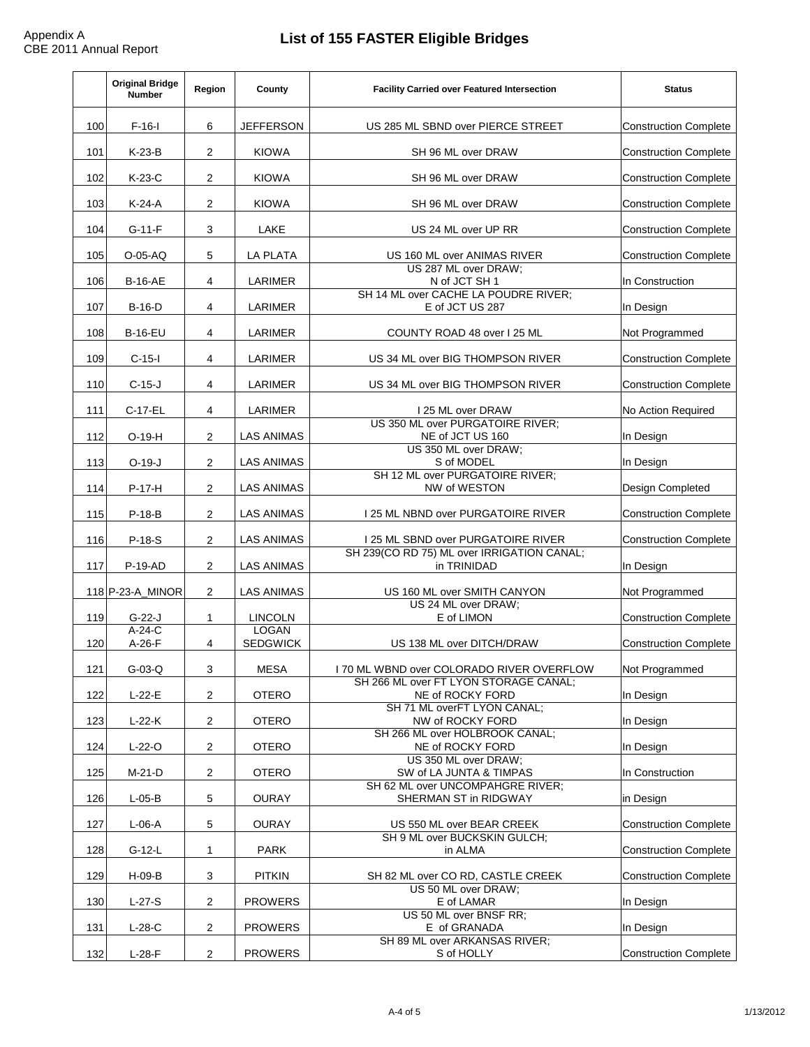Appendix A
CBE 2011 Annual Report

# List of 155 FASTER Eligible Bridges

| | Original Bridge Number | Region | County | Facility Carried over Featured Intersection | Status |
|---|---|---|---|---|---|
| 100 | F-16-I | 6 | JEFFERSON | US 285 ML SBND over PIERCE STREET | Construction Complete |
| 101 | K-23-B | 2 | KIOWA | SH 96 ML over DRAW | Construction Complete |
| 102 | K-23-C | 2 | KIOWA | SH 96 ML over DRAW | Construction Complete |
| 103 | K-24-A | 2 | KIOWA | SH 96 ML over DRAW | Construction Complete |
| 104 | G-11-F | 3 | LAKE | US 24 ML over UP RR | Construction Complete |
| 105 | O-05-AQ | 5 | LA PLATA | US 160 ML over ANIMAS RIVER | Construction Complete |
| 106 | B-16-AE | 4 | LARIMER | US 287 ML over DRAW; N of JCT SH 1 | In Construction |
| 107 | B-16-D | 4 | LARIMER | SH 14 ML over CACHE LA POUDRE RIVER; E of JCT US 287 | In Design |
| 108 | B-16-EU | 4 | LARIMER | COUNTY ROAD 48 over I 25 ML | Not Programmed |
| 109 | C-15-I | 4 | LARIMER | US 34 ML over BIG THOMPSON RIVER | Construction Complete |
| 110 | C-15-J | 4 | LARIMER | US 34 ML over BIG THOMPSON RIVER | Construction Complete |
| 111 | C-17-EL | 4 | LARIMER | I 25 ML over DRAW | No Action Required |
| 112 | O-19-H | 2 | LAS ANIMAS | US 350 ML over PURGATOIRE RIVER; NE of JCT US 160 | In Design |
| 113 | O-19-J | 2 | LAS ANIMAS | US 350 ML over DRAW; S of MODEL | In Design |
| 114 | P-17-H | 2 | LAS ANIMAS | SH 12 ML over PURGATOIRE RIVER; NW of WESTON | Design Completed |
| 115 | P-18-B | 2 | LAS ANIMAS | I 25 ML NBND over PURGATOIRE RIVER | Construction Complete |
| 116 | P-18-S | 2 | LAS ANIMAS | I 25 ML SBND over PURGATOIRE RIVER | Construction Complete |
| 117 | P-19-AD | 2 | LAS ANIMAS | SH 239(CO RD 75) ML over IRRIGATION CANAL; in TRINIDAD | In Design |
| 118 | P-23-A_MINOR | 2 | LAS ANIMAS | US 160 ML over SMITH CANYON | Not Programmed |
| 119 | G-22-J | 1 | LINCOLN | US 24 ML over DRAW; E of LIMON | Construction Complete |
| 120 | A-24-C A-26-F | 4 | LOGAN SEDGWICK | US 138 ML over DITCH/DRAW | Construction Complete |
| 121 | G-03-Q | 3 | MESA | I 70 ML WBND over COLORADO RIVER OVERFLOW | Not Programmed |
| 122 | L-22-E | 2 | OTERO | SH 266 ML over FT LYON STORAGE CANAL; NE of ROCKY FORD | In Design |
| 123 | L-22-K | 2 | OTERO | SH 71 ML overFT LYON CANAL; NW of ROCKY FORD | In Design |
| 124 | L-22-O | 2 | OTERO | SH 266 ML over HOLBROOK CANAL; NE of ROCKY FORD | In Design |
| 125 | M-21-D | 2 | OTERO | US 350 ML over DRAW; SW of LA JUNTA & TIMPAS | In Construction |
| 126 | L-05-B | 5 | OURAY | SH 62 ML over UNCOMPAHGRE RIVER; SHERMAN ST in RIDGWAY | in Design |
| 127 | L-06-A | 5 | OURAY | US 550 ML over BEAR CREEK | Construction Complete |
| 128 | G-12-L | 1 | PARK | SH 9 ML over BUCKSKIN GULCH; in ALMA | Construction Complete |
| 129 | H-09-B | 3 | PITKIN | SH 82 ML over CO RD, CASTLE CREEK | Construction Complete |
| 130 | L-27-S | 2 | PROWERS | US 50 ML over DRAW; E of LAMAR | In Design |
| 131 | L-28-C | 2 | PROWERS | US 50 ML over BNSF RR; E of GRANADA | In Design |
| 132 | L-28-F | 2 | PROWERS | SH 89 ML over ARKANSAS RIVER; S of HOLLY | Construction Complete |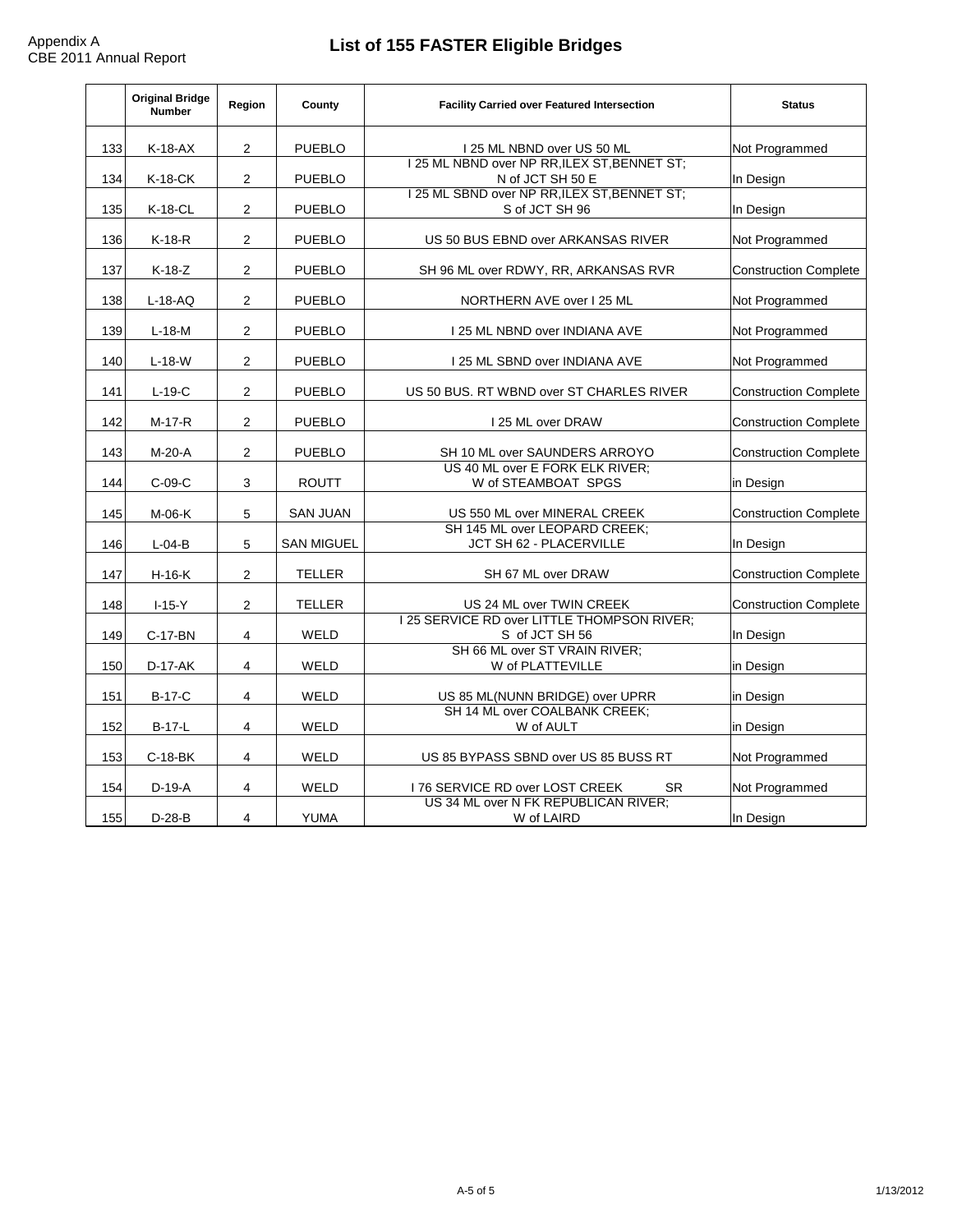Appendix A
CBE 2011 Annual Report

# List of 155 FASTER Eligible Bridges

| | Original Bridge Number | Region | County | Facility Carried over Featured Intersection | Status |
|---|---|---|---|---|---|
| 133 | K-18-AX | 2 | PUEBLO | I 25 ML NBND over US 50 ML | Not Programmed |
| 134 | K-18-CK | 2 | PUEBLO | I 25 ML NBND over NP RR,ILEX ST,BENNET ST; N of JCT SH 50 E | In Design |
| 135 | K-18-CL | 2 | PUEBLO | I 25 ML SBND over NP RR,ILEX ST,BENNET ST; S of JCT SH 96 | In Design |
| 136 | K-18-R | 2 | PUEBLO | US 50 BUS EBND over ARKANSAS RIVER | Not Programmed |
| 137 | K-18-Z | 2 | PUEBLO | SH 96 ML over RDWY, RR, ARKANSAS RVR | Construction Complete |
| 138 | L-18-AQ | 2 | PUEBLO | NORTHERN AVE over I 25 ML | Not Programmed |
| 139 | L-18-M | 2 | PUEBLO | I 25 ML NBND over INDIANA AVE | Not Programmed |
| 140 | L-18-W | 2 | PUEBLO | I 25 ML SBND over INDIANA AVE | Not Programmed |
| 141 | L-19-C | 2 | PUEBLO | US 50 BUS. RT WBND over ST CHARLES RIVER | Construction Complete |
| 142 | M-17-R | 2 | PUEBLO | I 25 ML over DRAW | Construction Complete |
| 143 | M-20-A | 2 | PUEBLO | SH 10 ML over SAUNDERS ARROYO | Construction Complete |
| 144 | C-09-C | 3 | ROUTT | US 40 ML over E FORK ELK RIVER; W of STEAMBOAT SPGS | in Design |
| 145 | M-06-K | 5 | SAN JUAN | US 550 ML over MINERAL CREEK | Construction Complete |
| 146 | L-04-B | 5 | SAN MIGUEL | SH 145 ML over LEOPARD CREEK; JCT SH 62 - PLACERVILLE | In Design |
| 147 | H-16-K | 2 | TELLER | SH 67 ML over DRAW | Construction Complete |
| 148 | I-15-Y | 2 | TELLER | US 24 ML over TWIN CREEK | Construction Complete |
| 149 | C-17-BN | 4 | WELD | I 25 SERVICE RD over LITTLE THOMPSON RIVER; S of JCT SH 56 | In Design |
| 150 | D-17-AK | 4 | WELD | SH 66 ML over ST VRAIN RIVER; W of PLATTEVILLE | in Design |
| 151 | B-17-C | 4 | WELD | US 85 ML(NUNN BRIDGE) over UPRR | in Design |
| 152 | B-17-L | 4 | WELD | SH 14 ML over COALBANK CREEK; W of AULT | in Design |
| 153 | C-18-BK | 4 | WELD | US 85 BYPASS SBND over US 85 BUSS RT | Not Programmed |
| 154 | D-19-A | 4 | WELD | I 76 SERVICE RD over LOST CREEK SR | Not Programmed |
| 155 | D-28-B | 4 | YUMA | US 34 ML over N FK REPUBLICAN RIVER; W of LAIRD | In Design |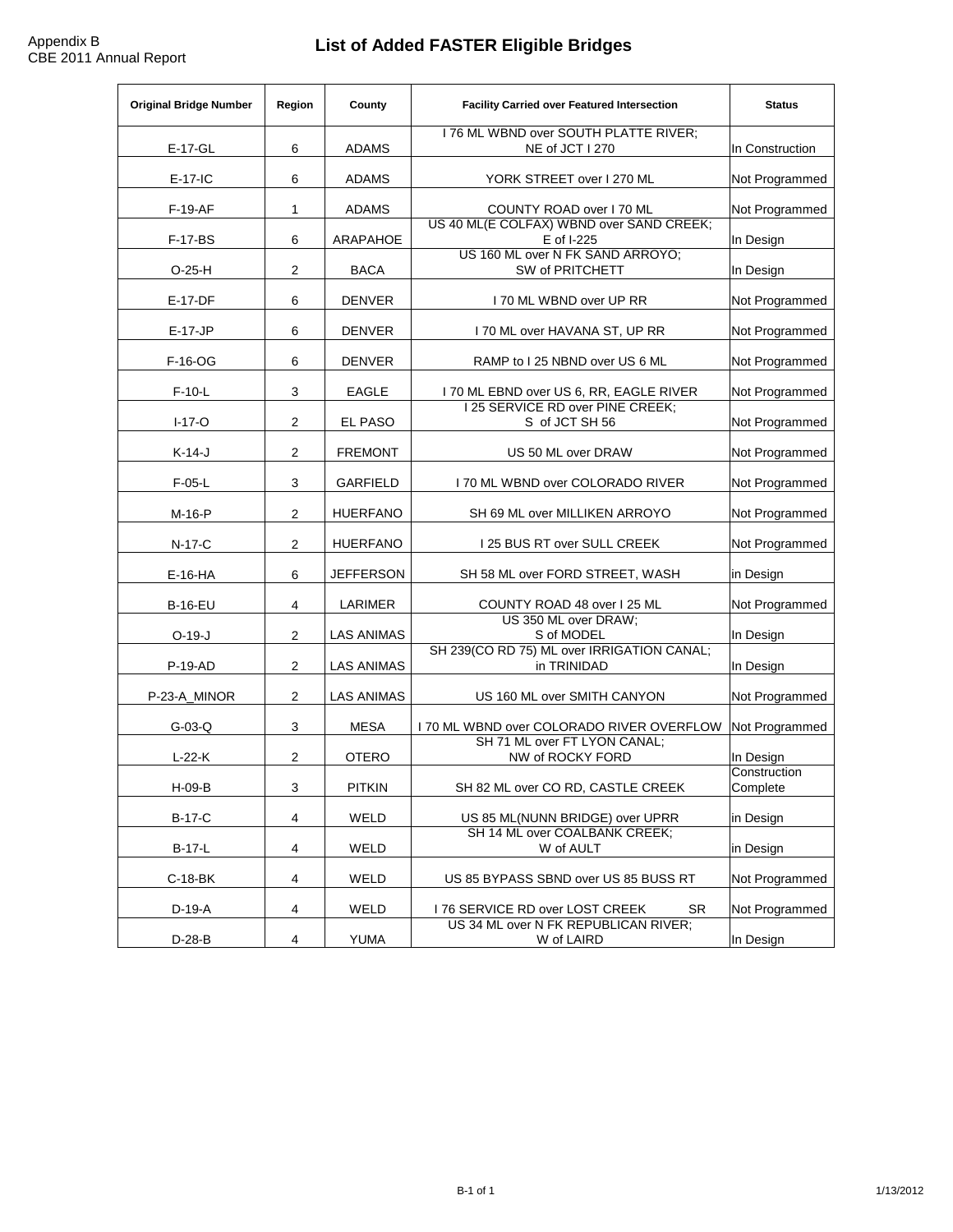Appendix B
CBE 2011 Annual Report

# List of Added FASTER Eligible Bridges

| Original Bridge Number | Region | County | Facility Carried over Featured Intersection | Status |
|---|---|---|---|---|
| E-17-GL | 6 | ADAMS | I 76 ML WBND over SOUTH PLATTE RIVER; NE of JCT I 270 | In Construction |
| E-17-IC | 6 | ADAMS | YORK STREET over I 270 ML | Not Programmed |
| F-19-AF | 1 | ADAMS | COUNTY ROAD over I 70 ML | Not Programmed |
| F-17-BS | 6 | ARAPAHOE | US 40 ML(E COLFAX) WBND over SAND CREEK; E of I-225 | In Design |
| O-25-H | 2 | BACA | US 160 ML over N FK SAND ARROYO; SW of PRITCHETT | In Design |
| E-17-DF | 6 | DENVER | I 70 ML WBND over UP RR | Not Programmed |
| E-17-JP | 6 | DENVER | I 70 ML over HAVANA ST, UP RR | Not Programmed |
| F-16-OG | 6 | DENVER | RAMP to I 25 NBND over US 6 ML | Not Programmed |
| F-10-L | 3 | EAGLE | I 70 ML EBND over US 6, RR, EAGLE RIVER | Not Programmed |
| I-17-O | 2 | EL PASO | I 25 SERVICE RD over PINE CREEK; S of JCT SH 56 | Not Programmed |
| K-14-J | 2 | FREMONT | US 50 ML over DRAW | Not Programmed |
| F-05-L | 3 | GARFIELD | I 70 ML WBND over COLORADO RIVER | Not Programmed |
| M-16-P | 2 | HUERFANO | SH 69 ML over MILLIKEN ARROYO | Not Programmed |
| N-17-C | 2 | HUERFANO | I 25 BUS RT over SULL CREEK | Not Programmed |
| E-16-HA | 6 | JEFFERSON | SH 58 ML over FORD STREET, WASH | in Design |
| B-16-EU | 4 | LARIMER | COUNTY ROAD 48 over I 25 ML | Not Programmed |
| O-19-J | 2 | LAS ANIMAS | US 350 ML over DRAW; S of MODEL | In Design |
| P-19-AD | 2 | LAS ANIMAS | SH 239(CO RD 75) ML over IRRIGATION CANAL; in TRINIDAD | In Design |
| P-23-A_MINOR | 2 | LAS ANIMAS | US 160 ML over SMITH CANYON | Not Programmed |
| G-03-Q | 3 | MESA | I 70 ML WBND over COLORADO RIVER OVERFLOW | Not Programmed |
| L-22-K | 2 | OTERO | SH 71 ML over FT LYON CANAL; NW of ROCKY FORD | In Design |
| H-09-B | 3 | PITKIN | SH 82 ML over CO RD, CASTLE CREEK | Construction Complete |
| B-17-C | 4 | WELD | US 85 ML(NUNN BRIDGE) over UPRR | in Design |
| B-17-L | 4 | WELD | SH 14 ML over COALBANK CREEK; W of AULT | in Design |
| C-18-BK | 4 | WELD | US 85 BYPASS SBND over US 85 BUSS RT | Not Programmed |
| D-19-A | 4 | WELD | I 76 SERVICE RD over LOST CREEK SR | Not Programmed |
| D-28-B | 4 | YUMA | US 34 ML over N FK REPUBLICAN RIVER; W of LAIRD | In Design |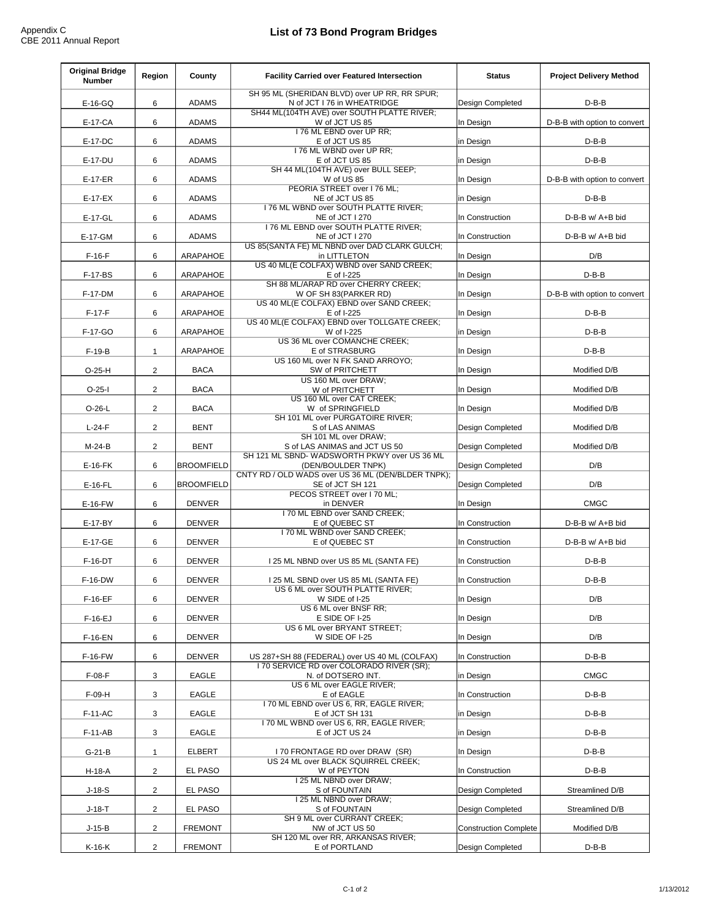Appendix C
CBE 2011 Annual Report

# List of 73 Bond Program Bridges

| Original Bridge Number | Region | County | Facility Carried over Featured Intersection | Status | Project Delivery Method |
|---|---|---|---|---|---|
| E-16-GQ | 6 | ADAMS | SH 95 ML (SHERIDAN BLVD) over UP RR, RR SPUR; N of JCT I 76 in WHEATRIDGE | Design Completed | D-B-B |
| E-17-CA | 6 | ADAMS | SH44 ML(104TH AVE) over SOUTH PLATTE RIVER; W of JCT US 85 | In Design | D-B-B with option to convert |
| E-17-DC | 6 | ADAMS | I 76 ML EBND over UP RR; E of JCT US 85 | in Design | D-B-B |
| E-17-DU | 6 | ADAMS | I 76 ML WBND over UP RR; E of JCT US 85 | in Design | D-B-B |
| E-17-ER | 6 | ADAMS | SH 44 ML(104TH AVE) over BULL SEEP; W of US 85 | In Design | D-B-B with option to convert |
| E-17-EX | 6 | ADAMS | PEORIA STREET over I 76 ML; NE of JCT US 85 | in Design | D-B-B |
| E-17-GL | 6 | ADAMS | I 76 ML WBND over SOUTH PLATTE RIVER; NE of JCT I 270 | In Construction | D-B-B w/ A+B bid |
| E-17-GM | 6 | ADAMS | I 76 ML EBND over SOUTH PLATTE RIVER; NE of JCT I 270 | In Construction | D-B-B w/ A+B bid |
| F-16-F | 6 | ARAPAHOE | US 85(SANTA FE) ML NBND over DAD CLARK GULCH; in LITTLETON | In Design | D/B |
| F-17-BS | 6 | ARAPAHOE | US 40 ML(E COLFAX) WBND over SAND CREEK; E of I-225 | In Design | D-B-B |
| F-17-DM | 6 | ARAPAHOE | SH 88 ML/ARAP RD over CHERRY CREEK; W OF SH 83(PARKER RD) | In Design | D-B-B with option to convert |
| F-17-F | 6 | ARAPAHOE | US 40 ML(E COLFAX) EBND over SAND CREEK; E of I-225 | In Design | D-B-B |
| F-17-GO | 6 | ARAPAHOE | US 40 ML(E COLFAX) EBND over TOLLGATE CREEK; W of I-225 | in Design | D-B-B |
| F-19-B | 1 | ARAPAHOE | US 36 ML over COMANCHE CREEK; E of STRASBURG | In Design | D-B-B |
| O-25-H | 2 | BACA | US 160 ML over N FK SAND ARROYO; SW of PRITCHETT | In Design | Modified D/B |
| O-25-I | 2 | BACA | US 160 ML over DRAW; W of PRITCHETT | In Design | Modified D/B |
| O-26-L | 2 | BACA | US 160 ML over CAT CREEK; W of SPRINGFIELD | In Design | Modified D/B |
| L-24-F | 2 | BENT | SH 101 ML over PURGATOIRE RIVER; S of LAS ANIMAS | Design Completed | Modified D/B |
| M-24-B | 2 | BENT | SH 101 ML over DRAW; S of LAS ANIMAS and JCT US 50 | Design Completed | Modified D/B |
| E-16-FK | 6 | BROOMFIELD | SH 121 ML SBND- WADSWORTH PKWY over US 36 ML (DEN/BOULDER TNPK) | Design Completed | D/B |
| E-16-FL | 6 | BROOMFIELD | CNTY RD / OLD WADS over US 36 ML (DEN/BLDER TNPK); SE of JCT SH 121 | Design Completed | D/B |
| E-16-FW | 6 | DENVER | PECOS STREET over I 70 ML; in DENVER | In Design | CMGC |
| E-17-BY | 6 | DENVER | I 70 ML EBND over SAND CREEK; E of QUEBEC ST | In Construction | D-B-B w/ A+B bid |
| E-17-GE | 6 | DENVER | I 70 ML WBND over SAND CREEK; E of QUEBEC ST | In Construction | D-B-B w/ A+B bid |
| F-16-DT | 6 | DENVER | I 25 ML NBND over US 85 ML (SANTA FE) | In Construction | D-B-B |
| F-16-DW | 6 | DENVER | I 25 ML SBND over US 85 ML (SANTA FE) | In Construction | D-B-B |
| F-16-EF | 6 | DENVER | US 6 ML over SOUTH PLATTE RIVER; W SIDE of I-25 | In Design | D/B |
| F-16-EJ | 6 | DENVER | US 6 ML over BNSF RR; E SIDE OF I-25 | In Design | D/B |
| F-16-EN | 6 | DENVER | US 6 ML over BRYANT STREET; W SIDE OF I-25 | In Design | D/B |
| F-16-FW | 6 | DENVER | US 287+SH 88 (FEDERAL) over US 40 ML (COLFAX) | In Construction | D-B-B |
| F-08-F | 3 | EAGLE | I 70 SERVICE RD over COLORADO RIVER (SR); N. of DOTSERO INT. | in Design | CMGC |
| F-09-H | 3 | EAGLE | US 6 ML over EAGLE RIVER; E of EAGLE | In Construction | D-B-B |
| F-11-AC | 3 | EAGLE | I 70 ML EBND over US 6, RR, EAGLE RIVER; E of JCT SH 131 | in Design | D-B-B |
| F-11-AB | 3 | EAGLE | I 70 ML WBND over US 6, RR, EAGLE RIVER; E of JCT US 24 | in Design | D-B-B |
| G-21-B | 1 | ELBERT | I 70 FRONTAGE RD over DRAW (SR) | In Design | D-B-B |
| H-18-A | 2 | EL PASO | US 24 ML over BLACK SQUIRREL CREEK; W of PEYTON | In Construction | D-B-B |
| J-18-S | 2 | EL PASO | I 25 ML NBND over DRAW; S of FOUNTAIN | Design Completed | Streamlined D/B |
| J-18-T | 2 | EL PASO | I 25 ML NBND over DRAW; S of FOUNTAIN | Design Completed | Streamlined D/B |
| J-15-B | 2 | FREMONT | SH 9 ML over CURRANT CREEK; NW of JCT US 50 | Construction Complete | Modified D/B |
| K-16-K | 2 | FREMONT | SH 120 ML over RR, ARKANSAS RIVER; E of PORTLAND | Design Completed | D-B-B |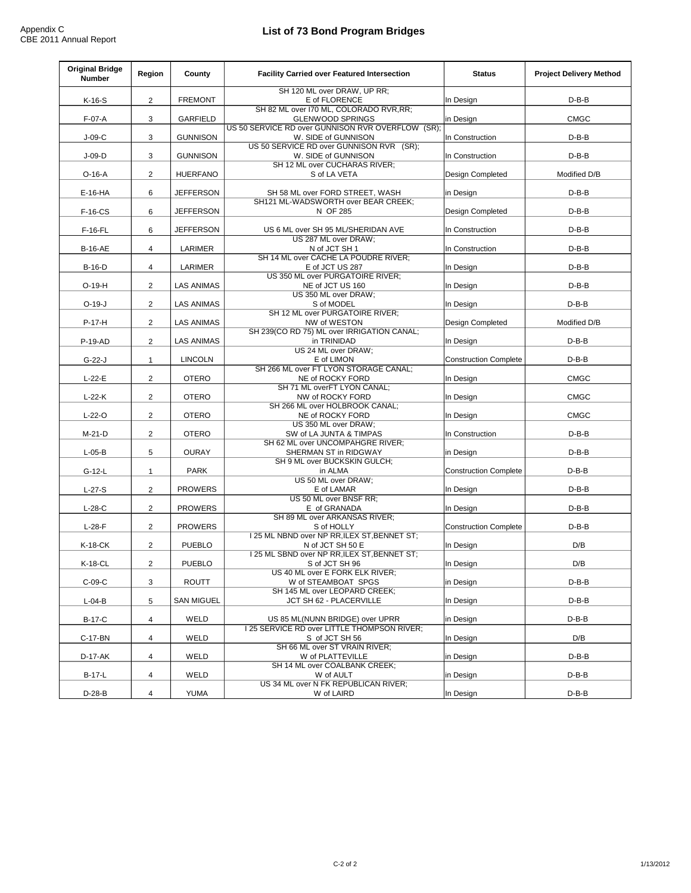# List of 73 Bond Program Bridges

| Original Bridge Number | Region | County | Facility Carried over Featured Intersection | Status | Project Delivery Method |
|---|---|---|---|---|---|
| K-16-S | 2 | FREMONT | SH 120 ML over DRAW, UP RR; E of FLORENCE | In Design | D-B-B |
| F-07-A | 3 | GARFIELD | SH 82 ML over I70 ML, COLORADO RVR,RR; GLENWOOD SPRINGS | in Design | CMGC |
| J-09-C | 3 | GUNNISON | US 50 SERVICE RD over GUNNISON RVR OVERFLOW (SR); W. SIDE of GUNNISON | In Construction | D-B-B |
| J-09-D | 3 | GUNNISON | US 50 SERVICE RD over GUNNISON RVR (SR); W. SIDE of GUNNISON | In Construction | D-B-B |
| O-16-A | 2 | HUERFANO | SH 12 ML over CUCHARAS RIVER; S of LA VETA | Design Completed | Modified D/B |
| E-16-HA | 6 | JEFFERSON | SH 58 ML over FORD STREET, WASH | in Design | D-B-B |
| F-16-CS | 6 | JEFFERSON | SH121 ML-WADSWORTH over BEAR CREEK; N OF 285 | Design Completed | D-B-B |
| F-16-FL | 6 | JEFFERSON | US 6 ML over SH 95 ML/SHERIDAN AVE | In Construction | D-B-B |
| B-16-AE | 4 | LARIMER | US 287 ML over DRAW; N of JCT SH 1 | In Construction | D-B-B |
| B-16-D | 4 | LARIMER | SH 14 ML over CACHE LA POUDRE RIVER; E of JCT US 287 | In Design | D-B-B |
| O-19-H | 2 | LAS ANIMAS | US 350 ML over PURGATOIRE RIVER; NE of JCT US 160 | In Design | D-B-B |
| O-19-J | 2 | LAS ANIMAS | US 350 ML over DRAW; S of MODEL | In Design | D-B-B |
| P-17-H | 2 | LAS ANIMAS | SH 12 ML over PURGATOIRE RIVER; NW of WESTON | Design Completed | Modified D/B |
| P-19-AD | 2 | LAS ANIMAS | SH 239(CO RD 75) ML over IRRIGATION CANAL; in TRINIDAD | In Design | D-B-B |
| G-22-J | 1 | LINCOLN | US 24 ML over DRAW; E of LIMON | Construction Complete | D-B-B |
| L-22-E | 2 | OTERO | SH 266 ML over FT LYON STORAGE CANAL; NE of ROCKY FORD | In Design | CMGC |
| L-22-K | 2 | OTERO | SH 71 ML overFT LYON CANAL; NW of ROCKY FORD | In Design | CMGC |
| L-22-O | 2 | OTERO | SH 266 ML over HOLBROOK CANAL; NE of ROCKY FORD | In Design | CMGC |
| M-21-D | 2 | OTERO | US 350 ML over DRAW; SW of LA JUNTA & TIMPAS | In Construction | D-B-B |
| L-05-B | 5 | OURAY | SH 62 ML over UNCOMPAHGRE RIVER; SHERMAN ST in RIDGWAY | in Design | D-B-B |
| G-12-L | 1 | PARK | SH 9 ML over BUCKSKIN GULCH; in ALMA | Construction Complete | D-B-B |
| L-27-S | 2 | PROWERS | US 50 ML over DRAW; E of LAMAR | In Design | D-B-B |
| L-28-C | 2 | PROWERS | US 50 ML over BNSF RR; E of GRANADA | In Design | D-B-B |
| L-28-F | 2 | PROWERS | SH 89 ML over ARKANSAS RIVER; S of HOLLY | Construction Complete | D-B-B |
| K-18-CK | 2 | PUEBLO | I 25 ML NBND over NP RR,ILEX ST,BENNET ST; N of JCT SH 50 E | In Design | D/B |
| K-18-CL | 2 | PUEBLO | I 25 ML SBND over NP RR,ILEX ST,BENNET ST; S of JCT SH 96 | In Design | D/B |
| C-09-C | 3 | ROUTT | US 40 ML over E FORK ELK RIVER; W of STEAMBOAT SPGS | in Design | D-B-B |
| L-04-B | 5 | SAN MIGUEL | SH 145 ML over LEOPARD CREEK; JCT SH 62 - PLACERVILLE | In Design | D-B-B |
| B-17-C | 4 | WELD | US 85 ML(NUNN BRIDGE) over UPRR | in Design | D-B-B |
| C-17-BN | 4 | WELD | I 25 SERVICE RD over LITTLE THOMPSON RIVER; S of JCT SH 56 | In Design | D/B |
| D-17-AK | 4 | WELD | SH 66 ML over ST VRAIN RIVER; W of PLATTEVILLE | in Design | D-B-B |
| B-17-L | 4 | WELD | SH 14 ML over COALBANK CREEK; W of AULT | in Design | D-B-B |
| D-28-B | 4 | YUMA | US 34 ML over N FK REPUBLICAN RIVER; W of LAIRD | In Design | D-B-B |